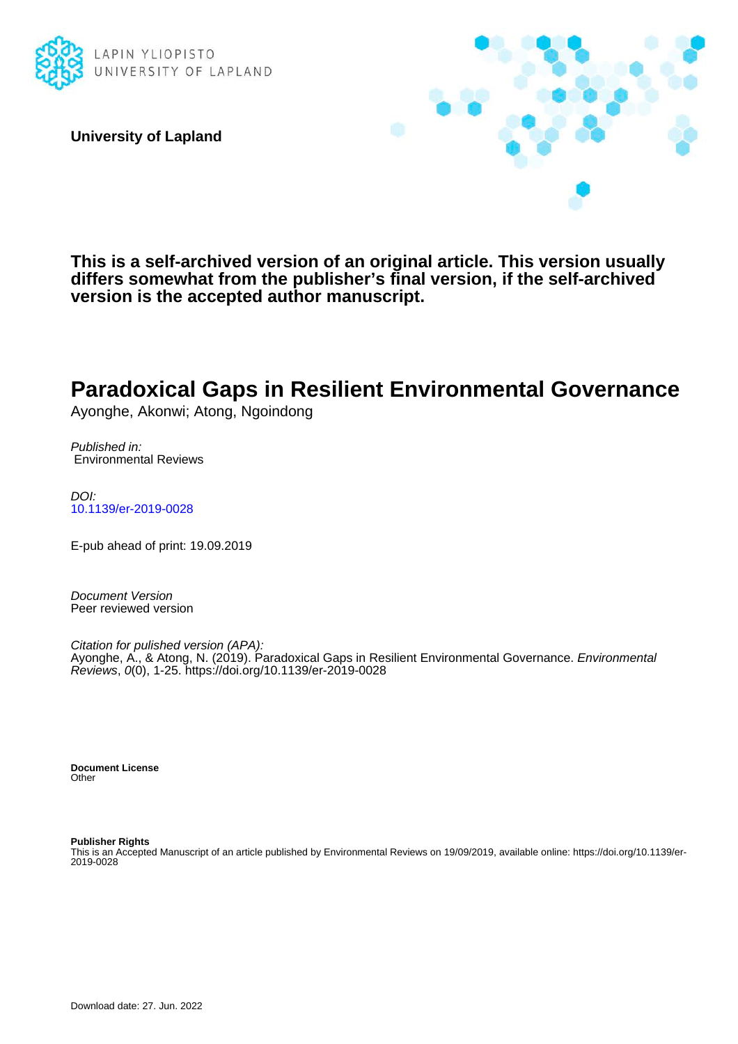LAPIN YLIOPISTO
UNIVERSITY OF LAPLAND

**University of Lapland**

**This is a self-archived version of an original article. This version usually differs somewhat from the publisher's final version, if the self-archived version is the accepted author manuscript.**

# Paradoxical Gaps in Resilient Environmental Governance

Ayonghe, Akonwi; Atong, Ngoindong

*Published in:*
Environmental Reviews

*DOI:*
10.1139/er-2019-0028

E-pub ahead of print: 19.09.2019

*Document Version*
Peer reviewed version

*Citation for published version (APA):*
Ayonghe, A., & Atong, N. (2019). Paradoxical Gaps in Resilient Environmental Governance. *Environmental Reviews*, *0*(0), 1-25. https://doi.org/10.1139/er-2019-0028

**Document License**
Other

**Publisher Rights**
This is an Accepted Manuscript of an article published by Environmental Reviews on 19/09/2019, available online: https://doi.org/10.1139/er-2019-0028

Download date: 27. Jun. 2022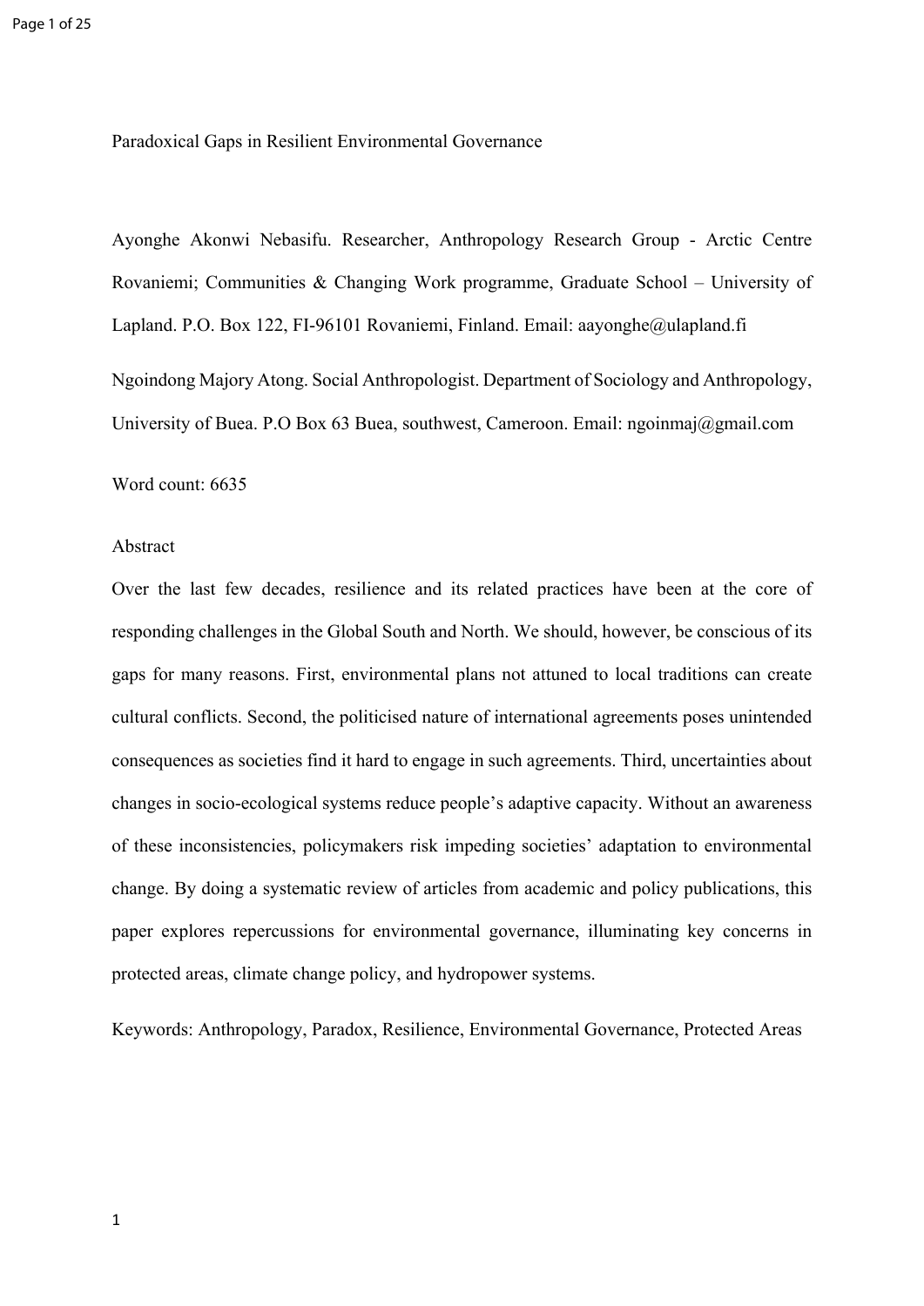Paradoxical Gaps in Resilient Environmental Governance

Ayonghe Akonwi Nebasifu. Researcher, Anthropology Research Group - Arctic Centre Rovaniemi; Communities & Changing Work programme, Graduate School – University of Lapland. P.O. Box 122, FI-96101 Rovaniemi, Finland. Email: aayonghe@ulapland.fi

Ngoindong Majory Atong. Social Anthropologist. Department of Sociology and Anthropology, University of Buea. P.O Box 63 Buea, southwest, Cameroon. Email: ngoinmaj@gmail.com

Word count: 6635

Abstract

Over the last few decades, resilience and its related practices have been at the core of responding challenges in the Global South and North. We should, however, be conscious of its gaps for many reasons. First, environmental plans not attuned to local traditions can create cultural conflicts. Second, the politicised nature of international agreements poses unintended consequences as societies find it hard to engage in such agreements. Third, uncertainties about changes in socio-ecological systems reduce people's adaptive capacity. Without an awareness of these inconsistencies, policymakers risk impeding societies' adaptation to environmental change. By doing a systematic review of articles from academic and policy publications, this paper explores repercussions for environmental governance, illuminating key concerns in protected areas, climate change policy, and hydropower systems.

Keywords: Anthropology, Paradox, Resilience, Environmental Governance, Protected Areas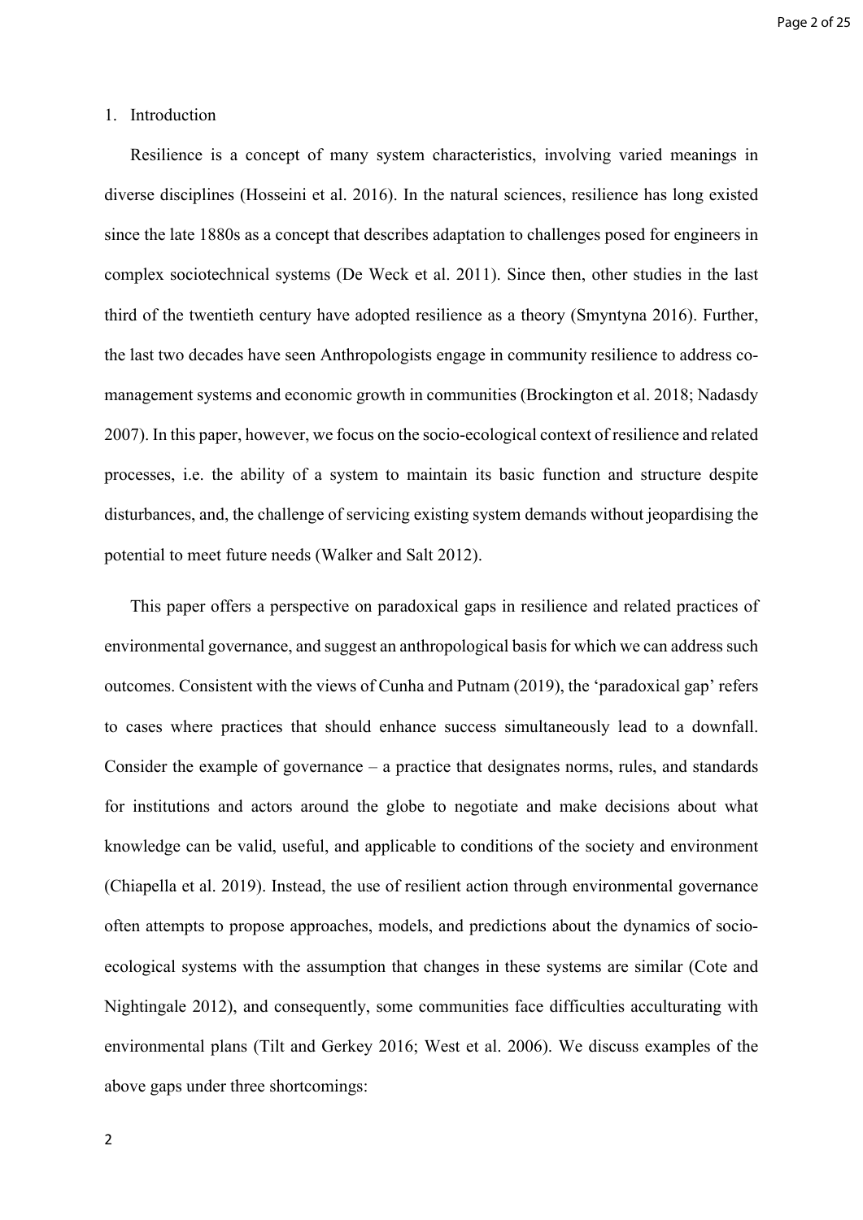1. Introduction

Resilience is a concept of many system characteristics, involving varied meanings in diverse disciplines (Hosseini et al. 2016). In the natural sciences, resilience has long existed since the late 1880s as a concept that describes adaptation to challenges posed for engineers in complex sociotechnical systems (De Weck et al. 2011). Since then, other studies in the last third of the twentieth century have adopted resilience as a theory (Smyntyna 2016). Further, the last two decades have seen Anthropologists engage in community resilience to address co-management systems and economic growth in communities (Brockington et al. 2018; Nadasdy 2007). In this paper, however, we focus on the socio-ecological context of resilience and related processes, i.e. the ability of a system to maintain its basic function and structure despite disturbances, and, the challenge of servicing existing system demands without jeopardising the potential to meet future needs (Walker and Salt 2012).

This paper offers a perspective on paradoxical gaps in resilience and related practices of environmental governance, and suggest an anthropological basis for which we can address such outcomes. Consistent with the views of Cunha and Putnam (2019), the 'paradoxical gap' refers to cases where practices that should enhance success simultaneously lead to a downfall. Consider the example of governance – a practice that designates norms, rules, and standards for institutions and actors around the globe to negotiate and make decisions about what knowledge can be valid, useful, and applicable to conditions of the society and environment (Chiapella et al. 2019). Instead, the use of resilient action through environmental governance often attempts to propose approaches, models, and predictions about the dynamics of socio-ecological systems with the assumption that changes in these systems are similar (Cote and Nightingale 2012), and consequently, some communities face difficulties acculturating with environmental plans (Tilt and Gerkey 2016; West et al. 2006). We discuss examples of the above gaps under three shortcomings: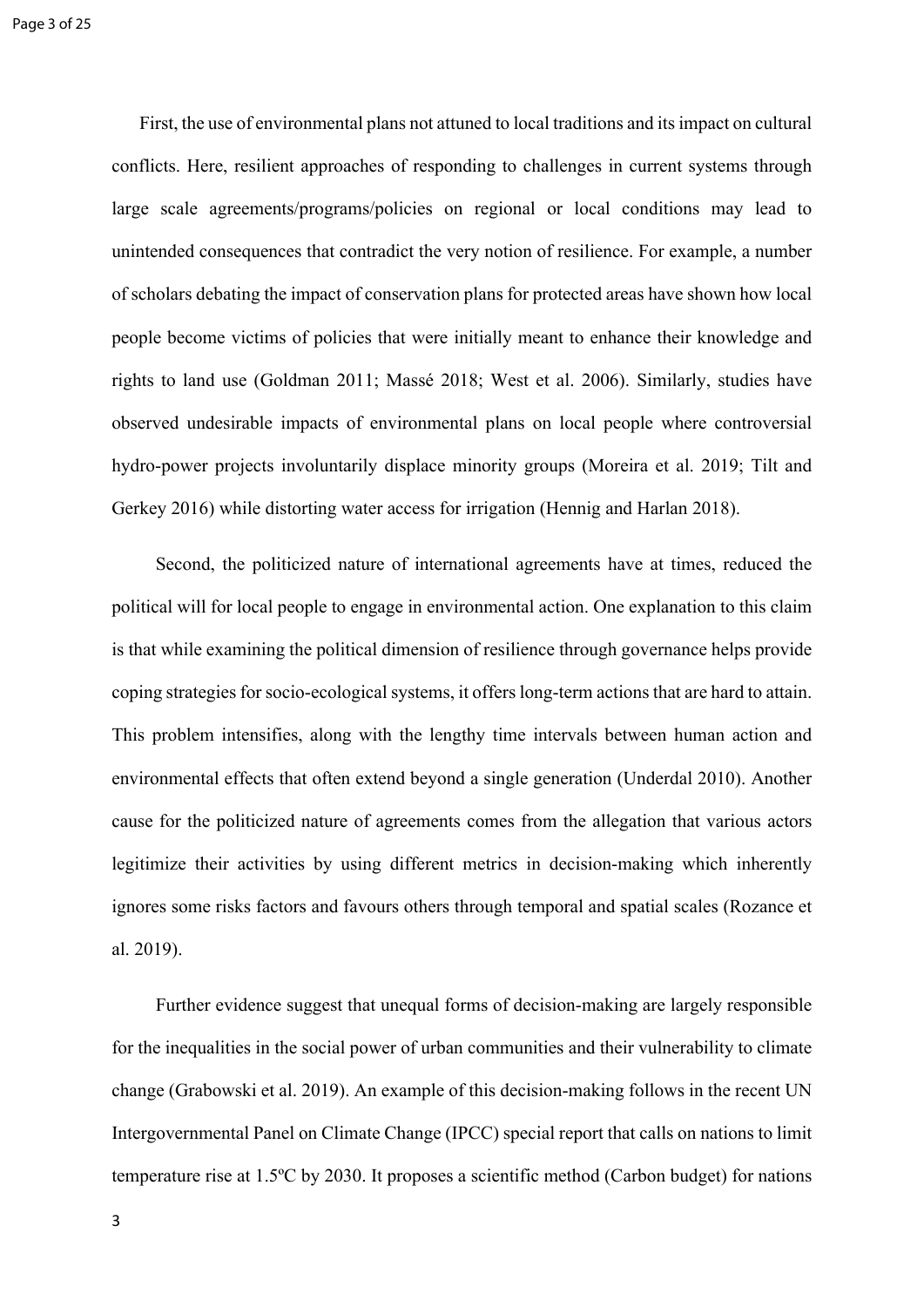First, the use of environmental plans not attuned to local traditions and its impact on cultural conflicts. Here, resilient approaches of responding to challenges in current systems through large scale agreements/programs/policies on regional or local conditions may lead to unintended consequences that contradict the very notion of resilience. For example, a number of scholars debating the impact of conservation plans for protected areas have shown how local people become victims of policies that were initially meant to enhance their knowledge and rights to land use (Goldman 2011; Massé 2018; West et al. 2006). Similarly, studies have observed undesirable impacts of environmental plans on local people where controversial hydro-power projects involuntarily displace minority groups (Moreira et al. 2019; Tilt and Gerkey 2016) while distorting water access for irrigation (Hennig and Harlan 2018).

Second, the politicized nature of international agreements have at times, reduced the political will for local people to engage in environmental action. One explanation to this claim is that while examining the political dimension of resilience through governance helps provide coping strategies for socio-ecological systems, it offers long-term actions that are hard to attain. This problem intensifies, along with the lengthy time intervals between human action and environmental effects that often extend beyond a single generation (Underdal 2010). Another cause for the politicized nature of agreements comes from the allegation that various actors legitimize their activities by using different metrics in decision-making which inherently ignores some risks factors and favours others through temporal and spatial scales (Rozance et al. 2019).

Further evidence suggest that unequal forms of decision-making are largely responsible for the inequalities in the social power of urban communities and their vulnerability to climate change (Grabowski et al. 2019). An example of this decision-making follows in the recent UN Intergovernmental Panel on Climate Change (IPCC) special report that calls on nations to limit temperature rise at 1.5ºC by 2030. It proposes a scientific method (Carbon budget) for nations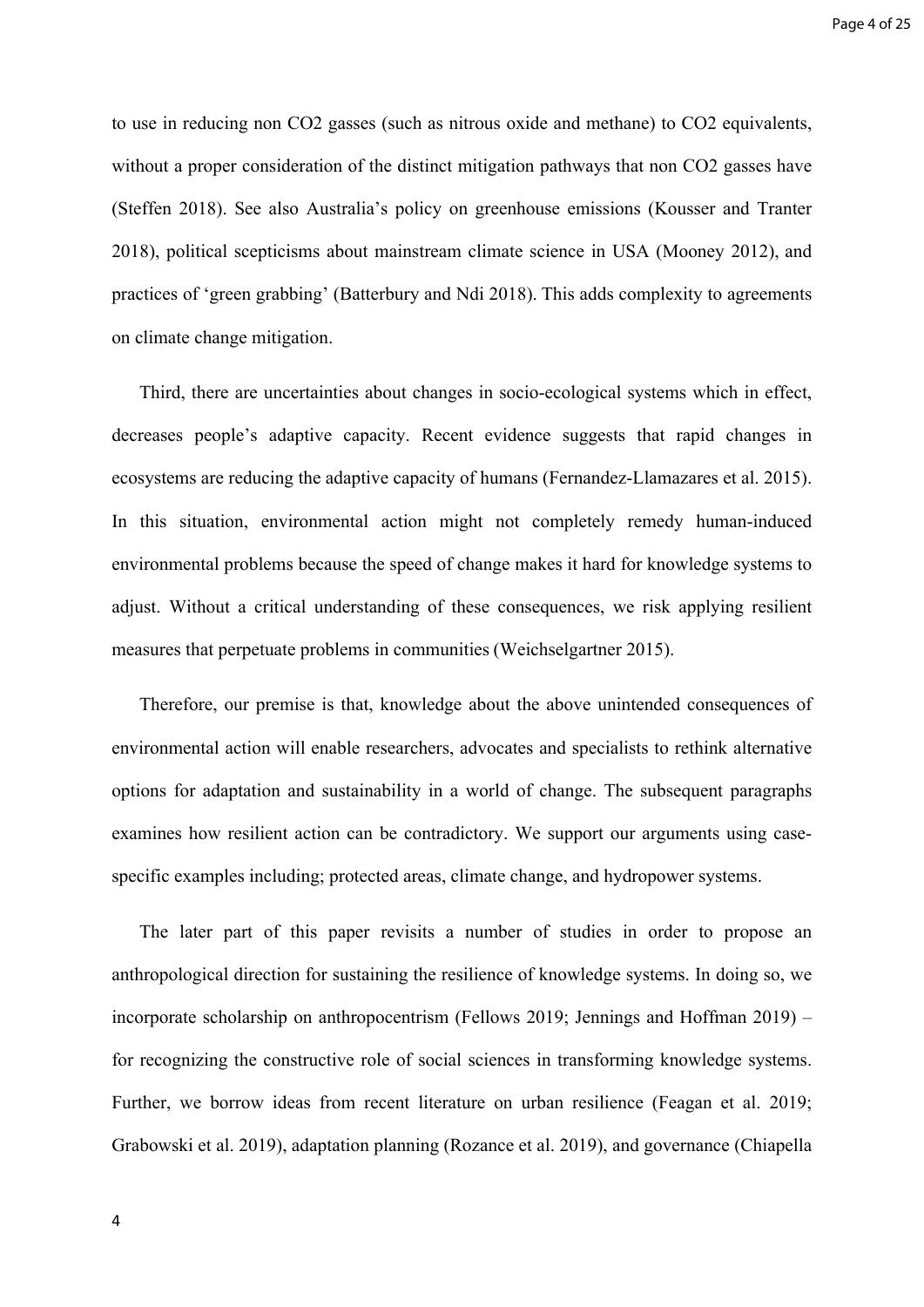to use in reducing non $CO_2$ gasses (such as nitrous oxide and methane) to $CO_2$ equivalents, without a proper consideration of the distinct mitigation pathways that non $CO_2$ gasses have (Steffen 2018). See also Australia's policy on greenhouse emissions (Kousser and Tranter 2018), political scepticisms about mainstream climate science in USA (Mooney 2012), and practices of 'green grabbing' (Batterbury and Ndi 2018). This adds complexity to agreements on climate change mitigation.

Third, there are uncertainties about changes in socio-ecological systems which in effect, decreases people's adaptive capacity. Recent evidence suggests that rapid changes in ecosystems are reducing the adaptive capacity of humans (Fernandez-Llamazares et al. 2015). In this situation, environmental action might not completely remedy human-induced environmental problems because the speed of change makes it hard for knowledge systems to adjust. Without a critical understanding of these consequences, we risk applying resilient measures that perpetuate problems in communities (Weichselgartner 2015).

Therefore, our premise is that, knowledge about the above unintended consequences of environmental action will enable researchers, advocates and specialists to rethink alternative options for adaptation and sustainability in a world of change. The subsequent paragraphs examines how resilient action can be contradictory. We support our arguments using case-specific examples including; protected areas, climate change, and hydropower systems.

The later part of this paper revisits a number of studies in order to propose an anthropological direction for sustaining the resilience of knowledge systems. In doing so, we incorporate scholarship on anthropocentrism (Fellows 2019; Jennings and Hoffman 2019) – for recognizing the constructive role of social sciences in transforming knowledge systems. Further, we borrow ideas from recent literature on urban resilience (Feagan et al. 2019; Grabowski et al. 2019), adaptation planning (Rozance et al. 2019), and governance (Chiapella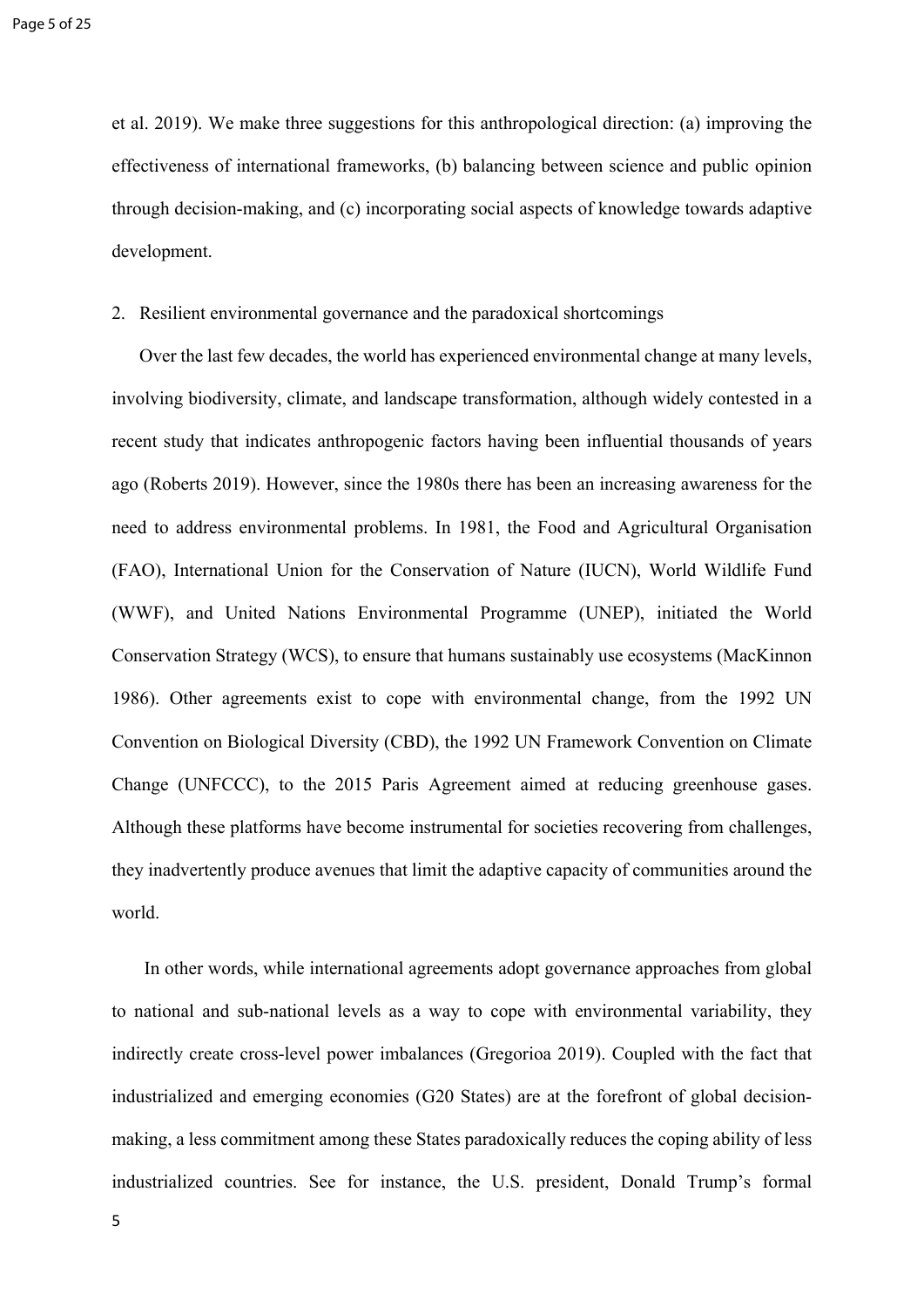et al. 2019). We make three suggestions for this anthropological direction: (a) improving the effectiveness of international frameworks, (b) balancing between science and public opinion through decision-making, and (c) incorporating social aspects of knowledge towards adaptive development.

## 2. Resilient environmental governance and the paradoxical shortcomings

Over the last few decades, the world has experienced environmental change at many levels, involving biodiversity, climate, and landscape transformation, although widely contested in a recent study that indicates anthropogenic factors having been influential thousands of years ago (Roberts 2019). However, since the 1980s there has been an increasing awareness for the need to address environmental problems. In 1981, the Food and Agricultural Organisation (FAO), International Union for the Conservation of Nature (IUCN), World Wildlife Fund (WWF), and United Nations Environmental Programme (UNEP), initiated the World Conservation Strategy (WCS), to ensure that humans sustainably use ecosystems (MacKinnon 1986). Other agreements exist to cope with environmental change, from the 1992 UN Convention on Biological Diversity (CBD), the 1992 UN Framework Convention on Climate Change (UNFCCC), to the 2015 Paris Agreement aimed at reducing greenhouse gases. Although these platforms have become instrumental for societies recovering from challenges, they inadvertently produce avenues that limit the adaptive capacity of communities around the world.

In other words, while international agreements adopt governance approaches from global to national and sub-national levels as a way to cope with environmental variability, they indirectly create cross-level power imbalances (Gregorioa 2019). Coupled with the fact that industrialized and emerging economies (G20 States) are at the forefront of global decision-making, a less commitment among these States paradoxically reduces the coping ability of less industrialized countries. See for instance, the U.S. president, Donald Trump's formal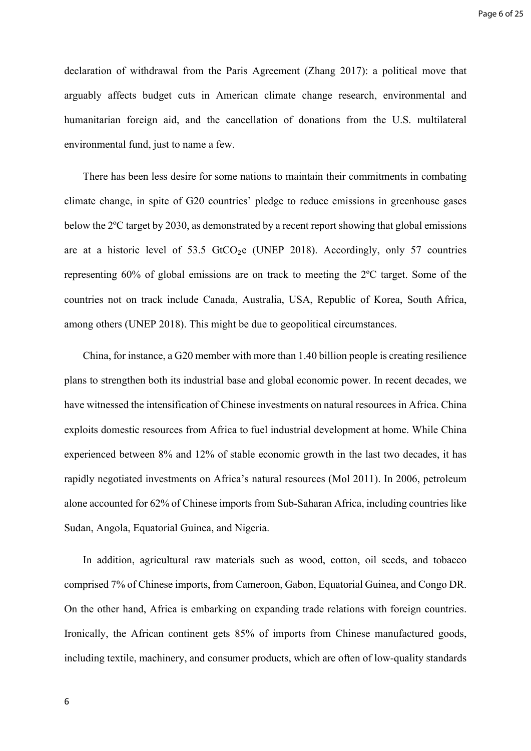declaration of withdrawal from the Paris Agreement (Zhang 2017): a political move that arguably affects budget cuts in American climate change research, environmental and humanitarian foreign aid, and the cancellation of donations from the U.S. multilateral environmental fund, just to name a few.

There has been less desire for some nations to maintain their commitments in combating climate change, in spite of G20 countries' pledge to reduce emissions in greenhouse gases below the 2ºC target by 2030, as demonstrated by a recent report showing that global emissions are at a historic level of 53.5 $GtCO_2e$ (UNEP 2018). Accordingly, only 57 countries representing 60% of global emissions are on track to meeting the 2ºC target. Some of the countries not on track include Canada, Australia, USA, Republic of Korea, South Africa, among others (UNEP 2018). This might be due to geopolitical circumstances.

China, for instance, a G20 member with more than 1.40 billion people is creating resilience plans to strengthen both its industrial base and global economic power. In recent decades, we have witnessed the intensification of Chinese investments on natural resources in Africa. China exploits domestic resources from Africa to fuel industrial development at home. While China experienced between 8% and 12% of stable economic growth in the last two decades, it has rapidly negotiated investments on Africa's natural resources (Mol 2011). In 2006, petroleum alone accounted for 62% of Chinese imports from Sub-Saharan Africa, including countries like Sudan, Angola, Equatorial Guinea, and Nigeria.

In addition, agricultural raw materials such as wood, cotton, oil seeds, and tobacco comprised 7% of Chinese imports, from Cameroon, Gabon, Equatorial Guinea, and Congo DR. On the other hand, Africa is embarking on expanding trade relations with foreign countries. Ironically, the African continent gets 85% of imports from Chinese manufactured goods, including textile, machinery, and consumer products, which are often of low-quality standards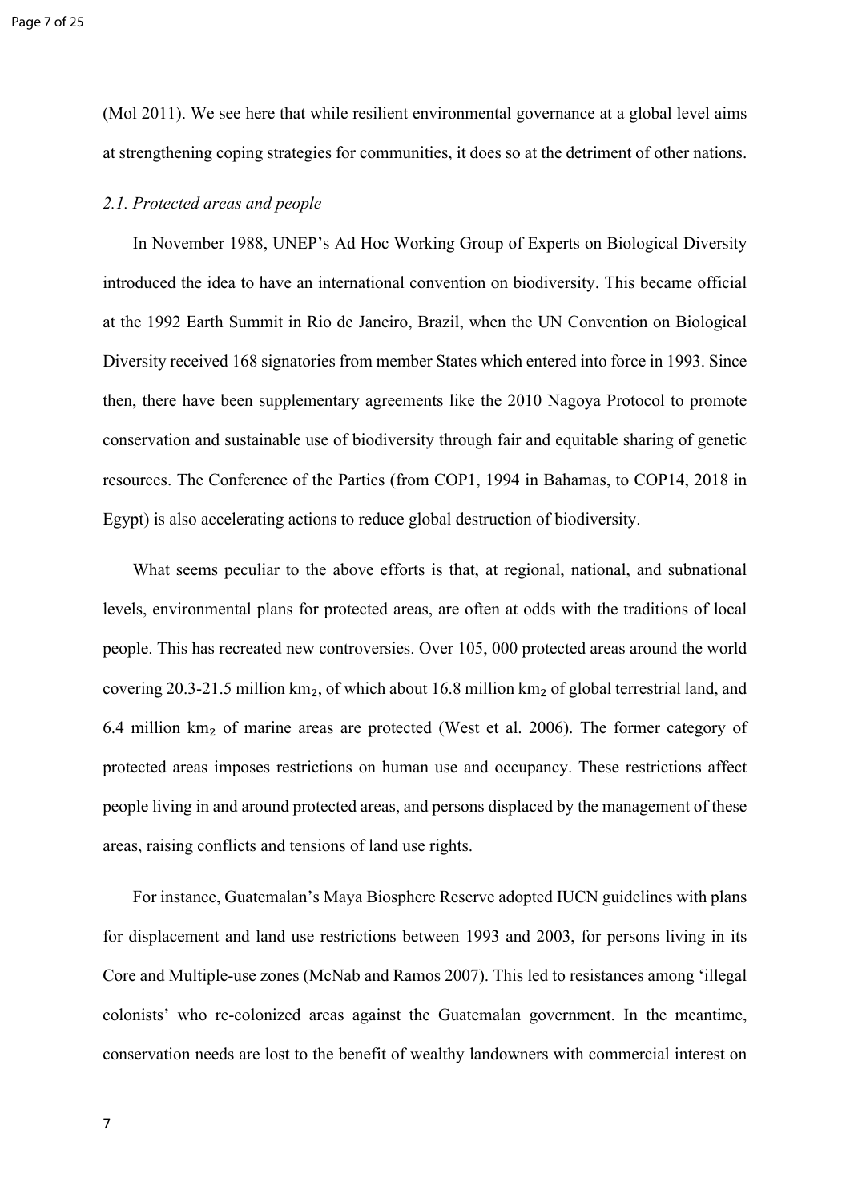(Mol 2011). We see here that while resilient environmental governance at a global level aims at strengthening coping strategies for communities, it does so at the detriment of other nations.

*2.1. Protected areas and people*

In November 1988, UNEP's Ad Hoc Working Group of Experts on Biological Diversity introduced the idea to have an international convention on biodiversity. This became official at the 1992 Earth Summit in Rio de Janeiro, Brazil, when the UN Convention on Biological Diversity received 168 signatories from member States which entered into force in 1993. Since then, there have been supplementary agreements like the 2010 Nagoya Protocol to promote conservation and sustainable use of biodiversity through fair and equitable sharing of genetic resources. The Conference of the Parties (from COP1, 1994 in Bahamas, to COP14, 2018 in Egypt) is also accelerating actions to reduce global destruction of biodiversity.

What seems peculiar to the above efforts is that, at regional, national, and subnational levels, environmental plans for protected areas, are often at odds with the traditions of local people. This has recreated new controversies. Over 105, 000 protected areas around the world covering 20.3-21.5 million $km_2$, of which about 16.8 million $km_2$ of global terrestrial land, and 6.4 million $km_2$ of marine areas are protected (West et al. 2006). The former category of protected areas imposes restrictions on human use and occupancy. These restrictions affect people living in and around protected areas, and persons displaced by the management of these areas, raising conflicts and tensions of land use rights.

For instance, Guatemalan's Maya Biosphere Reserve adopted IUCN guidelines with plans for displacement and land use restrictions between 1993 and 2003, for persons living in its Core and Multiple-use zones (McNab and Ramos 2007). This led to resistances among 'illegal colonists' who re-colonized areas against the Guatemalan government. In the meantime, conservation needs are lost to the benefit of wealthy landowners with commercial interest on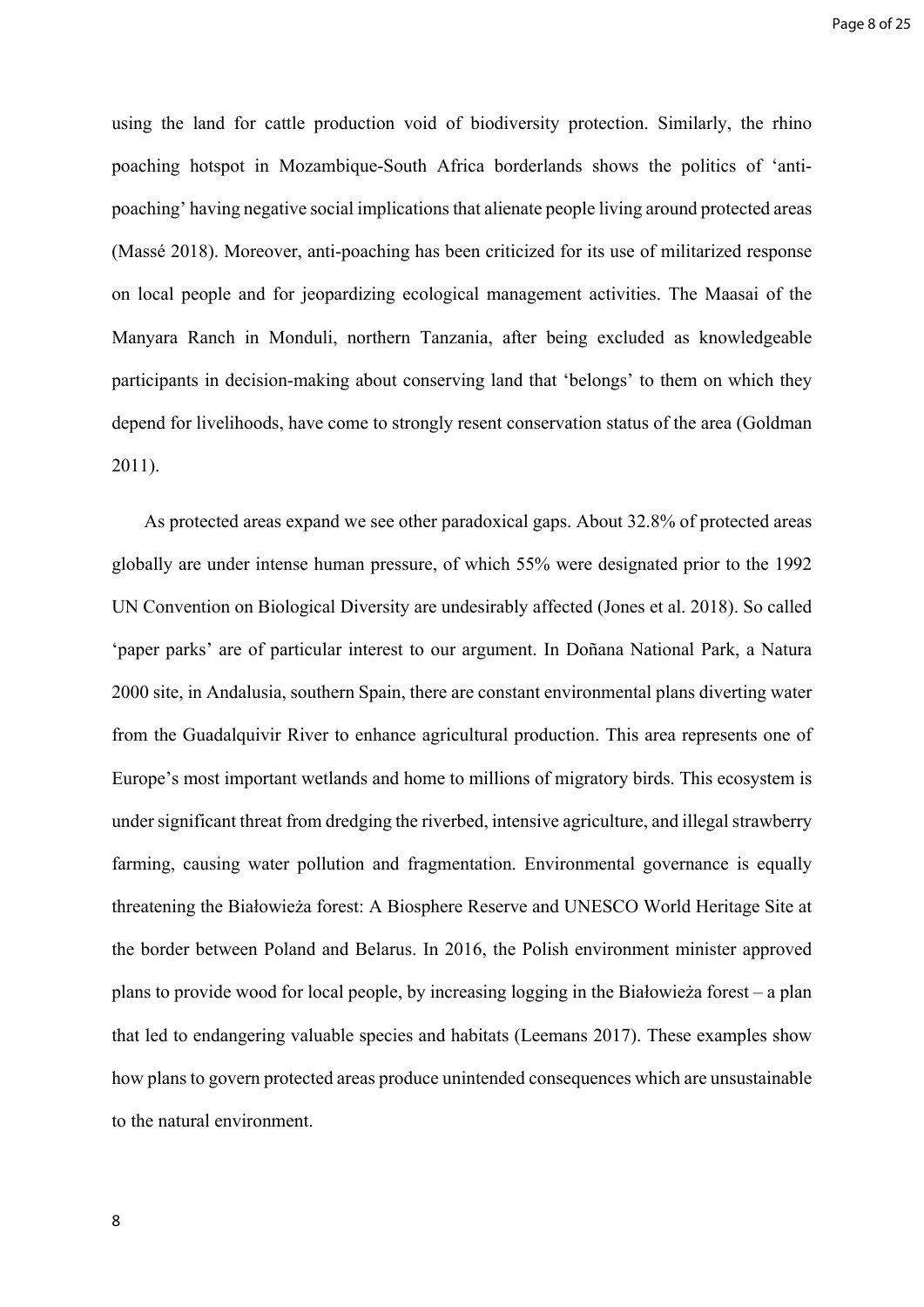using the land for cattle production void of biodiversity protection. Similarly, the rhino poaching hotspot in Mozambique-South Africa borderlands shows the politics of 'anti-poaching' having negative social implications that alienate people living around protected areas (Massé 2018). Moreover, anti-poaching has been criticized for its use of militarized response on local people and for jeopardizing ecological management activities. The Maasai of the Manyara Ranch in Monduli, northern Tanzania, after being excluded as knowledgeable participants in decision-making about conserving land that 'belongs' to them on which they depend for livelihoods, have come to strongly resent conservation status of the area (Goldman 2011).

As protected areas expand we see other paradoxical gaps. About 32.8% of protected areas globally are under intense human pressure, of which 55% were designated prior to the 1992 UN Convention on Biological Diversity are undesirably affected (Jones et al. 2018). So called 'paper parks' are of particular interest to our argument. In Doñana National Park, a Natura 2000 site, in Andalusia, southern Spain, there are constant environmental plans diverting water from the Guadalquivir River to enhance agricultural production. This area represents one of Europe's most important wetlands and home to millions of migratory birds. This ecosystem is under significant threat from dredging the riverbed, intensive agriculture, and illegal strawberry farming, causing water pollution and fragmentation. Environmental governance is equally threatening the Białowieża forest: A Biosphere Reserve and UNESCO World Heritage Site at the border between Poland and Belarus. In 2016, the Polish environment minister approved plans to provide wood for local people, by increasing logging in the Białowieża forest – a plan that led to endangering valuable species and habitats (Leemans 2017). These examples show how plans to govern protected areas produce unintended consequences which are unsustainable to the natural environment.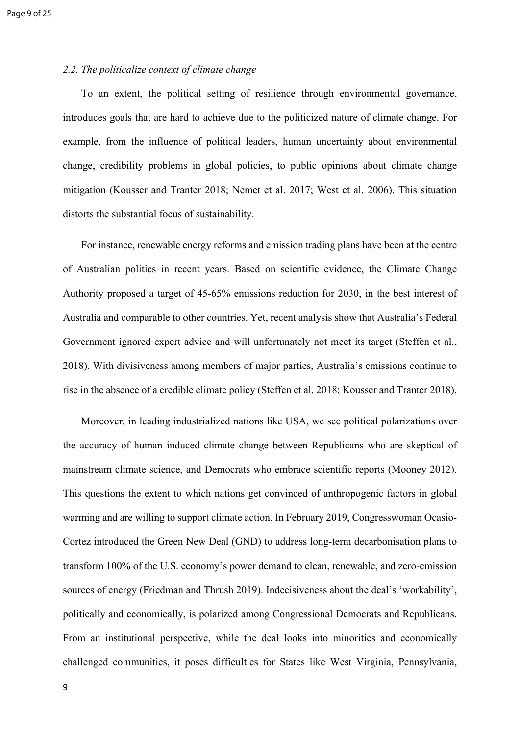### *2.2. The politicalize context of climate change*

To an extent, the political setting of resilience through environmental governance, introduces goals that are hard to achieve due to the politicized nature of climate change. For example, from the influence of political leaders, human uncertainty about environmental change, credibility problems in global policies, to public opinions about climate change mitigation (Kousser and Tranter 2018; Nemet et al. 2017; West et al. 2006). This situation distorts the substantial focus of sustainability.

For instance, renewable energy reforms and emission trading plans have been at the centre of Australian politics in recent years. Based on scientific evidence, the Climate Change Authority proposed a target of 45-65% emissions reduction for 2030, in the best interest of Australia and comparable to other countries. Yet, recent analysis show that Australia's Federal Government ignored expert advice and will unfortunately not meet its target (Steffen et al., 2018). With divisiveness among members of major parties, Australia's emissions continue to rise in the absence of a credible climate policy (Steffen et al. 2018; Kousser and Tranter 2018).

Moreover, in leading industrialized nations like USA, we see political polarizations over the accuracy of human induced climate change between Republicans who are skeptical of mainstream climate science, and Democrats who embrace scientific reports (Mooney 2012). This questions the extent to which nations get convinced of anthropogenic factors in global warming and are willing to support climate action. In February 2019, Congresswoman Ocasio-Cortez introduced the Green New Deal (GND) to address long-term decarbonisation plans to transform 100% of the U.S. economy's power demand to clean, renewable, and zero-emission sources of energy (Friedman and Thrush 2019). Indecisiveness about the deal's 'workability', politically and economically, is polarized among Congressional Democrats and Republicans. From an institutional perspective, while the deal looks into minorities and economically challenged communities, it poses difficulties for States like West Virginia, Pennsylvania,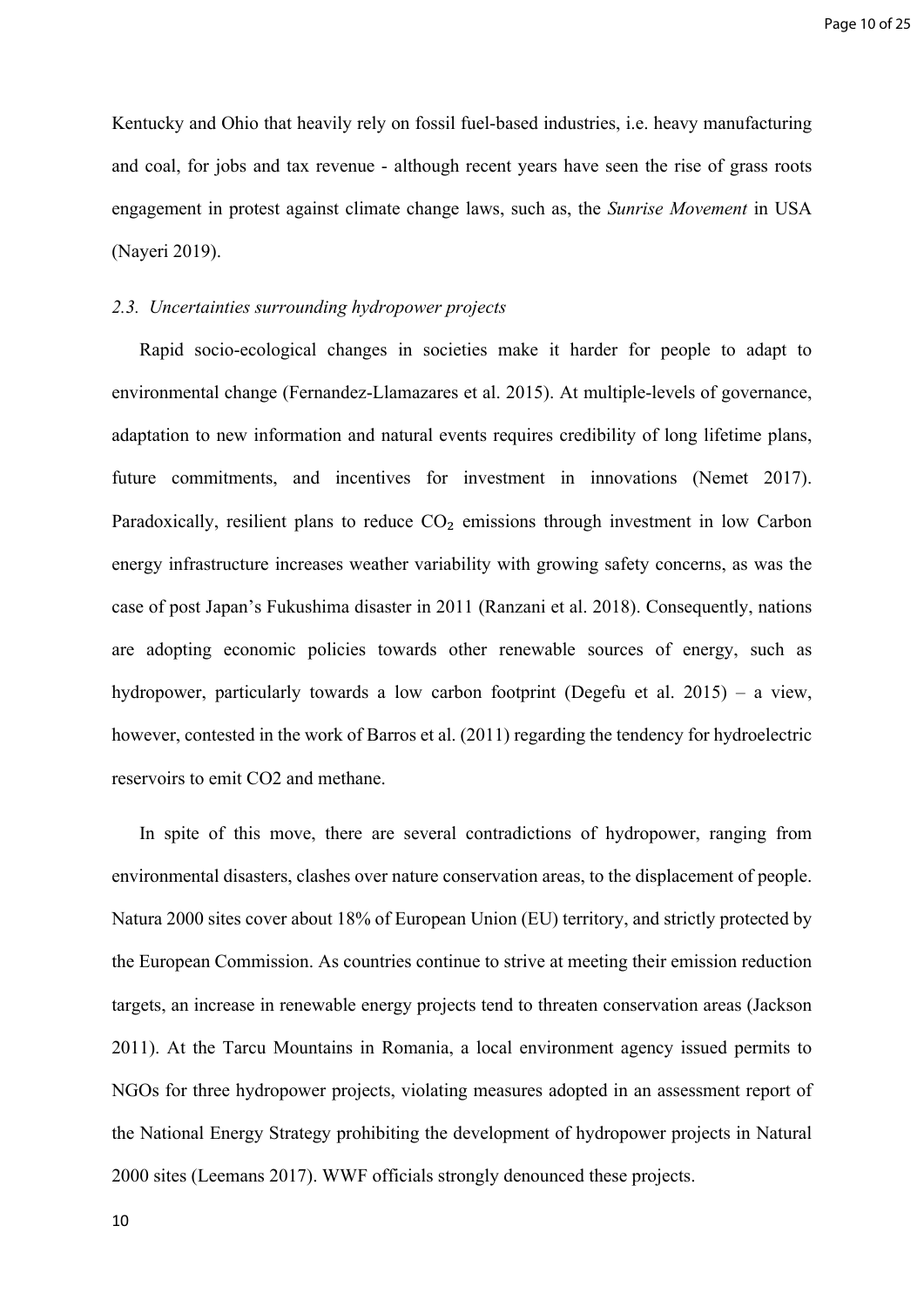Kentucky and Ohio that heavily rely on fossil fuel-based industries, i.e. heavy manufacturing and coal, for jobs and tax revenue - although recent years have seen the rise of grass roots engagement in protest against climate change laws, such as, the *Sunrise Movement* in USA (Nayeri 2019).

### *2.3. Uncertainties surrounding hydropower projects*

Rapid socio-ecological changes in societies make it harder for people to adapt to environmental change (Fernandez-Llamazares et al. 2015). At multiple-levels of governance, adaptation to new information and natural events requires credibility of long lifetime plans, future commitments, and incentives for investment in innovations (Nemet 2017). Paradoxically, resilient plans to reduce $CO_2$ emissions through investment in low Carbon energy infrastructure increases weather variability with growing safety concerns, as was the case of post Japan's Fukushima disaster in 2011 (Ranzani et al. 2018). Consequently, nations are adopting economic policies towards other renewable sources of energy, such as hydropower, particularly towards a low carbon footprint (Degefu et al. 2015) – a view, however, contested in the work of Barros et al. (2011) regarding the tendency for hydroelectric reservoirs to emit CO2 and methane.

In spite of this move, there are several contradictions of hydropower, ranging from environmental disasters, clashes over nature conservation areas, to the displacement of people. Natura 2000 sites cover about 18% of European Union (EU) territory, and strictly protected by the European Commission. As countries continue to strive at meeting their emission reduction targets, an increase in renewable energy projects tend to threaten conservation areas (Jackson 2011). At the Tarcu Mountains in Romania, a local environment agency issued permits to NGOs for three hydropower projects, violating measures adopted in an assessment report of the National Energy Strategy prohibiting the development of hydropower projects in Natural 2000 sites (Leemans 2017). WWF officials strongly denounced these projects.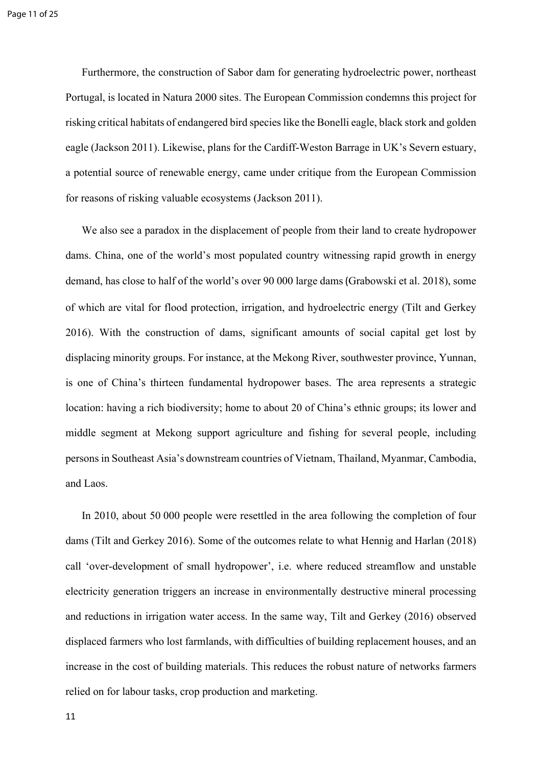Furthermore, the construction of Sabor dam for generating hydroelectric power, northeast Portugal, is located in Natura 2000 sites. The European Commission condemns this project for risking critical habitats of endangered bird species like the Bonelli eagle, black stork and golden eagle (Jackson 2011). Likewise, plans for the Cardiff-Weston Barrage in UK's Severn estuary, a potential source of renewable energy, came under critique from the European Commission for reasons of risking valuable ecosystems (Jackson 2011).

We also see a paradox in the displacement of people from their land to create hydropower dams. China, one of the world's most populated country witnessing rapid growth in energy demand, has close to half of the world's over 90 000 large dams (Grabowski et al. 2018), some of which are vital for flood protection, irrigation, and hydroelectric energy (Tilt and Gerkey 2016). With the construction of dams, significant amounts of social capital get lost by displacing minority groups. For instance, at the Mekong River, southwester province, Yunnan, is one of China's thirteen fundamental hydropower bases. The area represents a strategic location: having a rich biodiversity; home to about 20 of China's ethnic groups; its lower and middle segment at Mekong support agriculture and fishing for several people, including persons in Southeast Asia's downstream countries of Vietnam, Thailand, Myanmar, Cambodia, and Laos.

In 2010, about 50 000 people were resettled in the area following the completion of four dams (Tilt and Gerkey 2016). Some of the outcomes relate to what Hennig and Harlan (2018) call 'over-development of small hydropower', i.e. where reduced streamflow and unstable electricity generation triggers an increase in environmentally destructive mineral processing and reductions in irrigation water access. In the same way, Tilt and Gerkey (2016) observed displaced farmers who lost farmlands, with difficulties of building replacement houses, and an increase in the cost of building materials. This reduces the robust nature of networks farmers relied on for labour tasks, crop production and marketing.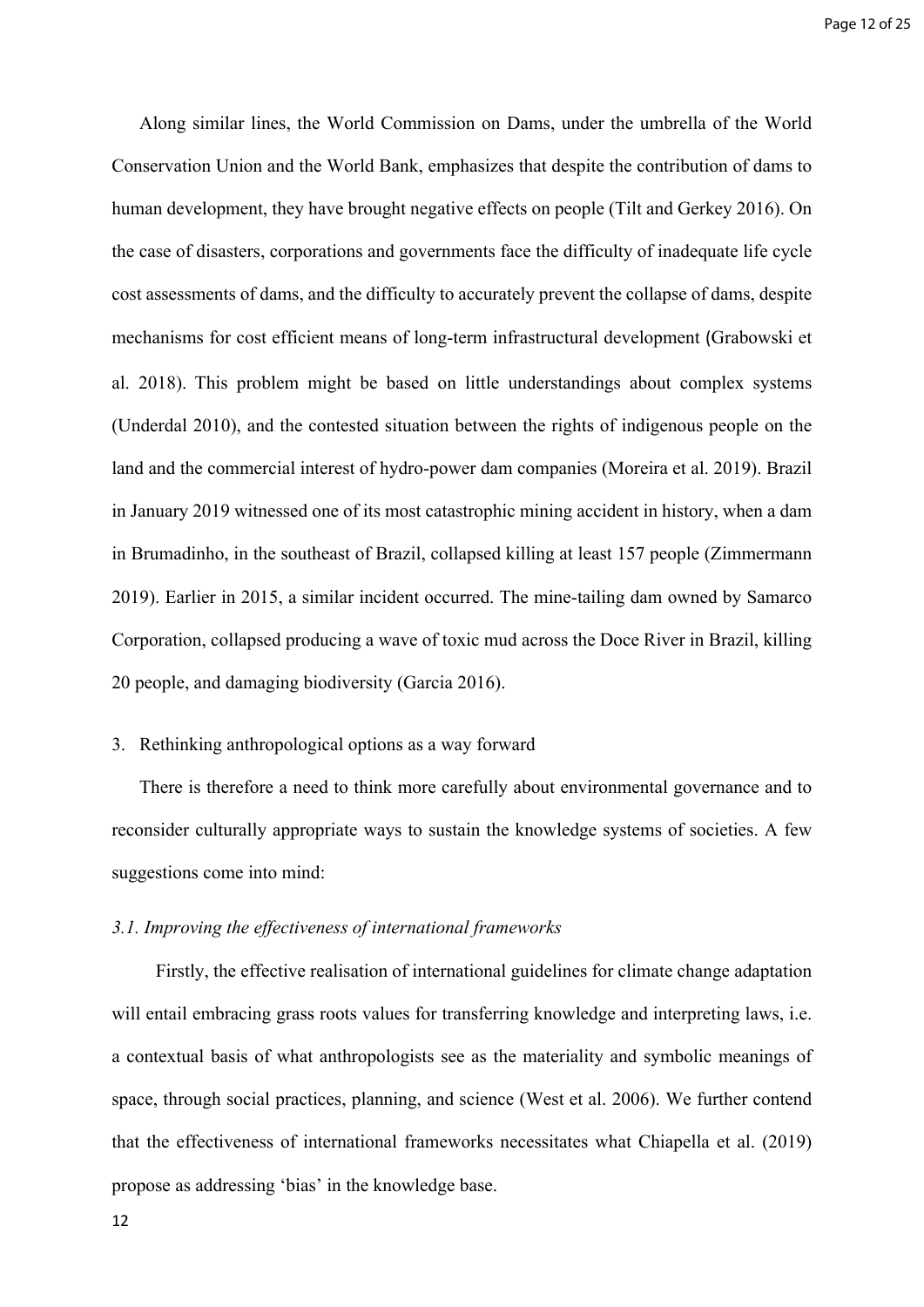Along similar lines, the World Commission on Dams, under the umbrella of the World Conservation Union and the World Bank, emphasizes that despite the contribution of dams to human development, they have brought negative effects on people (Tilt and Gerkey 2016). On the case of disasters, corporations and governments face the difficulty of inadequate life cycle cost assessments of dams, and the difficulty to accurately prevent the collapse of dams, despite mechanisms for cost efficient means of long-term infrastructural development (Grabowski et al. 2018). This problem might be based on little understandings about complex systems (Underdal 2010), and the contested situation between the rights of indigenous people on the land and the commercial interest of hydro-power dam companies (Moreira et al. 2019). Brazil in January 2019 witnessed one of its most catastrophic mining accident in history, when a dam in Brumadinho, in the southeast of Brazil, collapsed killing at least 157 people (Zimmermann 2019). Earlier in 2015, a similar incident occurred. The mine-tailing dam owned by Samarco Corporation, collapsed producing a wave of toxic mud across the Doce River in Brazil, killing 20 people, and damaging biodiversity (Garcia 2016).

## 3. Rethinking anthropological options as a way forward

There is therefore a need to think more carefully about environmental governance and to reconsider culturally appropriate ways to sustain the knowledge systems of societies. A few suggestions come into mind:

### *3.1. Improving the effectiveness of international frameworks*

Firstly, the effective realisation of international guidelines for climate change adaptation will entail embracing grass roots values for transferring knowledge and interpreting laws, i.e. a contextual basis of what anthropologists see as the materiality and symbolic meanings of space, through social practices, planning, and science (West et al. 2006). We further contend that the effectiveness of international frameworks necessitates what Chiapella et al. (2019) propose as addressing 'bias' in the knowledge base.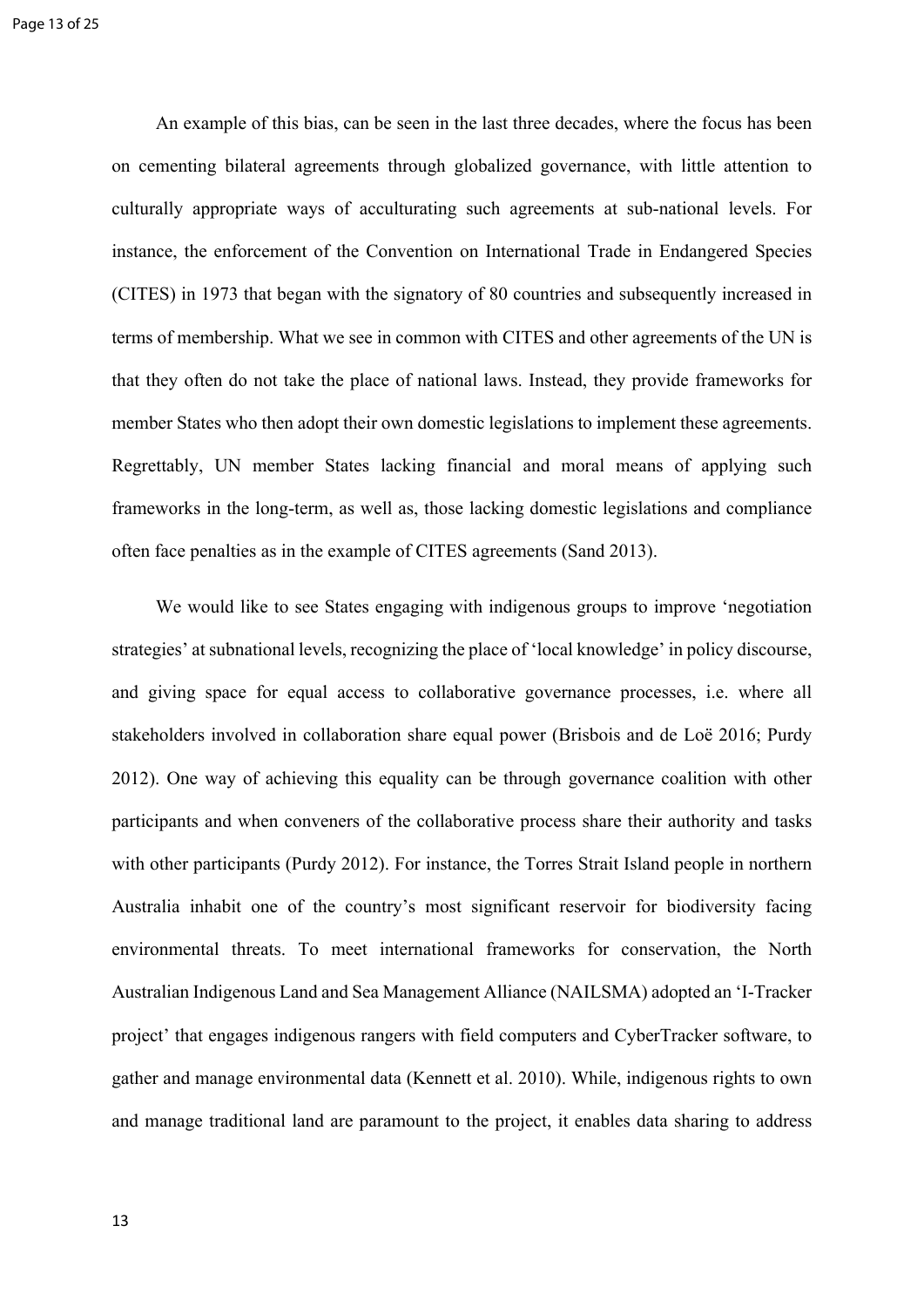An example of this bias, can be seen in the last three decades, where the focus has been on cementing bilateral agreements through globalized governance, with little attention to culturally appropriate ways of acculturating such agreements at sub-national levels. For instance, the enforcement of the Convention on International Trade in Endangered Species (CITES) in 1973 that began with the signatory of 80 countries and subsequently increased in terms of membership. What we see in common with CITES and other agreements of the UN is that they often do not take the place of national laws. Instead, they provide frameworks for member States who then adopt their own domestic legislations to implement these agreements. Regrettably, UN member States lacking financial and moral means of applying such frameworks in the long-term, as well as, those lacking domestic legislations and compliance often face penalties as in the example of CITES agreements (Sand 2013).

We would like to see States engaging with indigenous groups to improve 'negotiation strategies' at subnational levels, recognizing the place of 'local knowledge' in policy discourse, and giving space for equal access to collaborative governance processes, i.e. where all stakeholders involved in collaboration share equal power (Brisbois and de Loë 2016; Purdy 2012). One way of achieving this equality can be through governance coalition with other participants and when conveners of the collaborative process share their authority and tasks with other participants (Purdy 2012). For instance, the Torres Strait Island people in northern Australia inhabit one of the country's most significant reservoir for biodiversity facing environmental threats. To meet international frameworks for conservation, the North Australian Indigenous Land and Sea Management Alliance (NAILSMA) adopted an 'I-Tracker project' that engages indigenous rangers with field computers and CyberTracker software, to gather and manage environmental data (Kennett et al. 2010). While, indigenous rights to own and manage traditional land are paramount to the project, it enables data sharing to address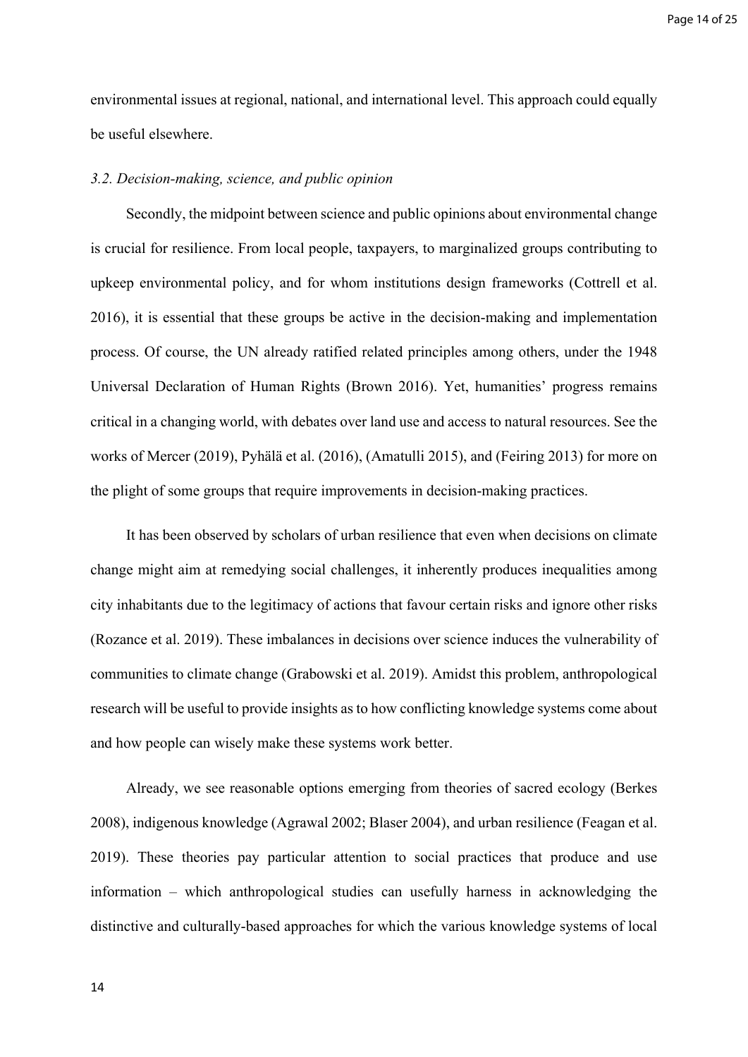environmental issues at regional, national, and international level. This approach could equally be useful elsewhere.

### *3.2. Decision-making, science, and public opinion*

Secondly, the midpoint between science and public opinions about environmental change is crucial for resilience. From local people, taxpayers, to marginalized groups contributing to upkeep environmental policy, and for whom institutions design frameworks (Cottrell et al. 2016), it is essential that these groups be active in the decision-making and implementation process. Of course, the UN already ratified related principles among others, under the 1948 Universal Declaration of Human Rights (Brown 2016). Yet, humanities' progress remains critical in a changing world, with debates over land use and access to natural resources. See the works of Mercer (2019), Pyhälä et al. (2016), (Amatulli 2015), and (Feiring 2013) for more on the plight of some groups that require improvements in decision-making practices.

It has been observed by scholars of urban resilience that even when decisions on climate change might aim at remedying social challenges, it inherently produces inequalities among city inhabitants due to the legitimacy of actions that favour certain risks and ignore other risks (Rozance et al. 2019). These imbalances in decisions over science induces the vulnerability of communities to climate change (Grabowski et al. 2019). Amidst this problem, anthropological research will be useful to provide insights as to how conflicting knowledge systems come about and how people can wisely make these systems work better.

Already, we see reasonable options emerging from theories of sacred ecology (Berkes 2008), indigenous knowledge (Agrawal 2002; Blaser 2004), and urban resilience (Feagan et al. 2019). These theories pay particular attention to social practices that produce and use information – which anthropological studies can usefully harness in acknowledging the distinctive and culturally-based approaches for which the various knowledge systems of local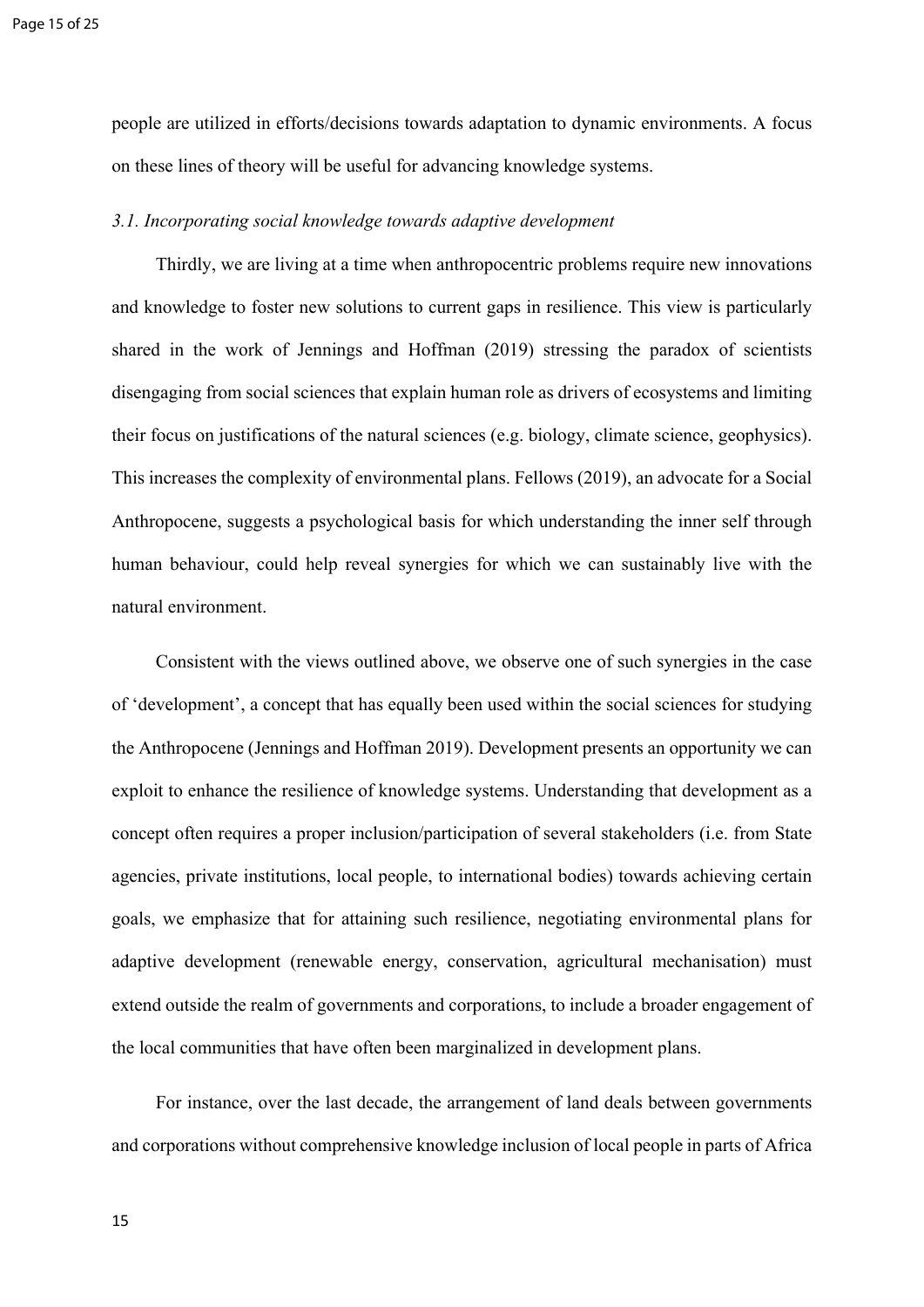people are utilized in efforts/decisions towards adaptation to dynamic environments. A focus on these lines of theory will be useful for advancing knowledge systems.

### *3.1. Incorporating social knowledge towards adaptive development*

Thirdly, we are living at a time when anthropocentric problems require new innovations and knowledge to foster new solutions to current gaps in resilience. This view is particularly shared in the work of Jennings and Hoffman (2019) stressing the paradox of scientists disengaging from social sciences that explain human role as drivers of ecosystems and limiting their focus on justifications of the natural sciences (e.g. biology, climate science, geophysics). This increases the complexity of environmental plans. Fellows (2019), an advocate for a Social Anthropocene, suggests a psychological basis for which understanding the inner self through human behaviour, could help reveal synergies for which we can sustainably live with the natural environment.

Consistent with the views outlined above, we observe one of such synergies in the case of 'development', a concept that has equally been used within the social sciences for studying the Anthropocene (Jennings and Hoffman 2019). Development presents an opportunity we can exploit to enhance the resilience of knowledge systems. Understanding that development as a concept often requires a proper inclusion/participation of several stakeholders (i.e. from State agencies, private institutions, local people, to international bodies) towards achieving certain goals, we emphasize that for attaining such resilience, negotiating environmental plans for adaptive development (renewable energy, conservation, agricultural mechanisation) must extend outside the realm of governments and corporations, to include a broader engagement of the local communities that have often been marginalized in development plans.

For instance, over the last decade, the arrangement of land deals between governments and corporations without comprehensive knowledge inclusion of local people in parts of Africa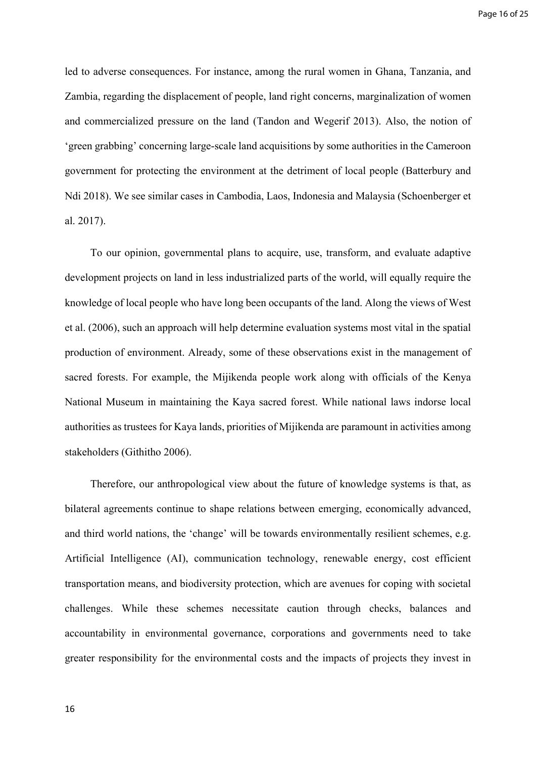led to adverse consequences. For instance, among the rural women in Ghana, Tanzania, and Zambia, regarding the displacement of people, land right concerns, marginalization of women and commercialized pressure on the land (Tandon and Wegerif 2013). Also, the notion of 'green grabbing' concerning large-scale land acquisitions by some authorities in the Cameroon government for protecting the environment at the detriment of local people (Batterbury and Ndi 2018). We see similar cases in Cambodia, Laos, Indonesia and Malaysia (Schoenberger et al. 2017).

To our opinion, governmental plans to acquire, use, transform, and evaluate adaptive development projects on land in less industrialized parts of the world, will equally require the knowledge of local people who have long been occupants of the land. Along the views of West et al. (2006), such an approach will help determine evaluation systems most vital in the spatial production of environment. Already, some of these observations exist in the management of sacred forests. For example, the Mijikenda people work along with officials of the Kenya National Museum in maintaining the Kaya sacred forest. While national laws indorse local authorities as trustees for Kaya lands, priorities of Mijikenda are paramount in activities among stakeholders (Githitho 2006).

Therefore, our anthropological view about the future of knowledge systems is that, as bilateral agreements continue to shape relations between emerging, economically advanced, and third world nations, the 'change' will be towards environmentally resilient schemes, e.g. Artificial Intelligence (AI), communication technology, renewable energy, cost efficient transportation means, and biodiversity protection, which are avenues for coping with societal challenges. While these schemes necessitate caution through checks, balances and accountability in environmental governance, corporations and governments need to take greater responsibility for the environmental costs and the impacts of projects they invest in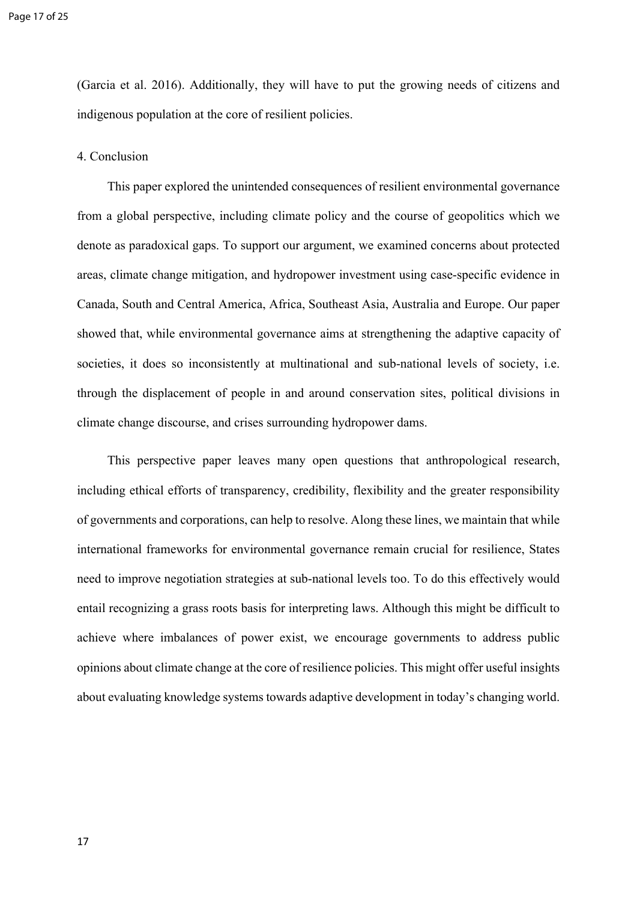(Garcia et al. 2016). Additionally, they will have to put the growing needs of citizens and indigenous population at the core of resilient policies.

## 4. Conclusion

This paper explored the unintended consequences of resilient environmental governance from a global perspective, including climate policy and the course of geopolitics which we denote as paradoxical gaps. To support our argument, we examined concerns about protected areas, climate change mitigation, and hydropower investment using case-specific evidence in Canada, South and Central America, Africa, Southeast Asia, Australia and Europe. Our paper showed that, while environmental governance aims at strengthening the adaptive capacity of societies, it does so inconsistently at multinational and sub-national levels of society, i.e. through the displacement of people in and around conservation sites, political divisions in climate change discourse, and crises surrounding hydropower dams.

This perspective paper leaves many open questions that anthropological research, including ethical efforts of transparency, credibility, flexibility and the greater responsibility of governments and corporations, can help to resolve. Along these lines, we maintain that while international frameworks for environmental governance remain crucial for resilience, States need to improve negotiation strategies at sub-national levels too. To do this effectively would entail recognizing a grass roots basis for interpreting laws. Although this might be difficult to achieve where imbalances of power exist, we encourage governments to address public opinions about climate change at the core of resilience policies. This might offer useful insights about evaluating knowledge systems towards adaptive development in today's changing world.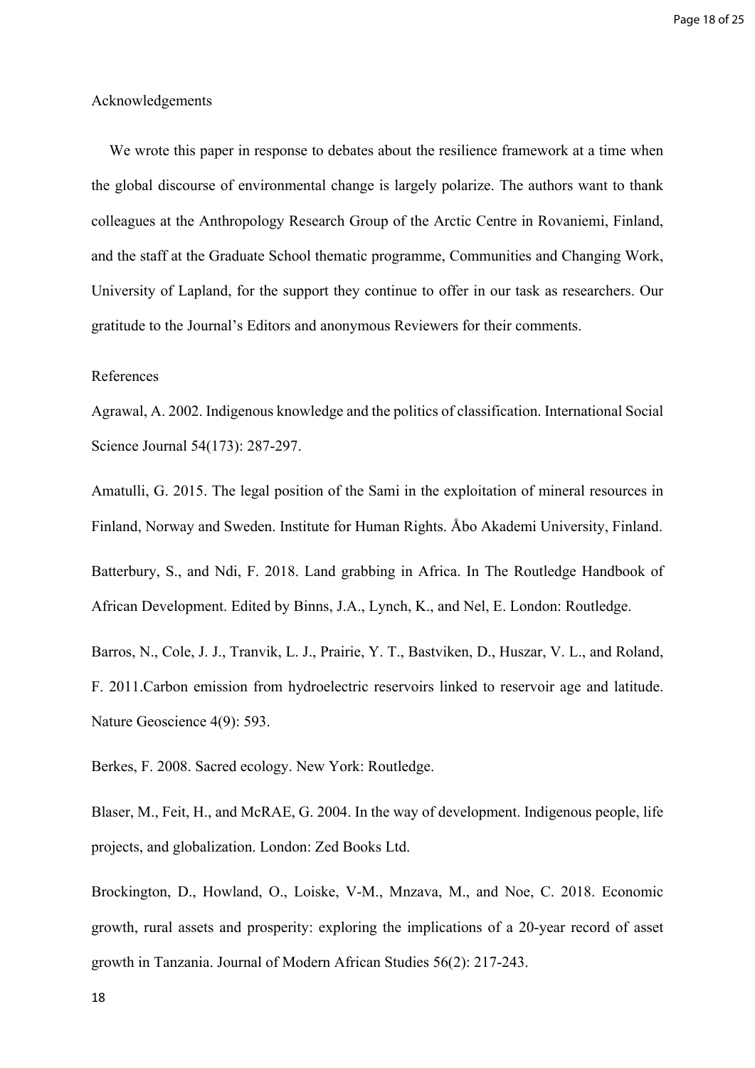## Acknowledgements

We wrote this paper in response to debates about the resilience framework at a time when the global discourse of environmental change is largely polarize. The authors want to thank colleagues at the Anthropology Research Group of the Arctic Centre in Rovaniemi, Finland, and the staff at the Graduate School thematic programme, Communities and Changing Work, University of Lapland, for the support they continue to offer in our task as researchers. Our gratitude to the Journal's Editors and anonymous Reviewers for their comments.

## References

Agrawal, A. 2002. Indigenous knowledge and the politics of classification. International Social Science Journal 54(173): 287-297.

Amatulli, G. 2015. The legal position of the Sami in the exploitation of mineral resources in Finland, Norway and Sweden. Institute for Human Rights. Åbo Akademi University, Finland.

Batterbury, S., and Ndi, F. 2018. Land grabbing in Africa. In The Routledge Handbook of African Development. Edited by Binns, J.A., Lynch, K., and Nel, E. London: Routledge.

Barros, N., Cole, J. J., Tranvik, L. J., Prairie, Y. T., Bastviken, D., Huszar, V. L., and Roland, F. 2011.Carbon emission from hydroelectric reservoirs linked to reservoir age and latitude. Nature Geoscience 4(9): 593.

Berkes, F. 2008. Sacred ecology. New York: Routledge.

Blaser, M., Feit, H., and McRAE, G. 2004. In the way of development. Indigenous people, life projects, and globalization. London: Zed Books Ltd.

Brockington, D., Howland, O., Loiske, V-M., Mnzava, M., and Noe, C. 2018. Economic growth, rural assets and prosperity: exploring the implications of a 20-year record of asset growth in Tanzania. Journal of Modern African Studies 56(2): 217-243.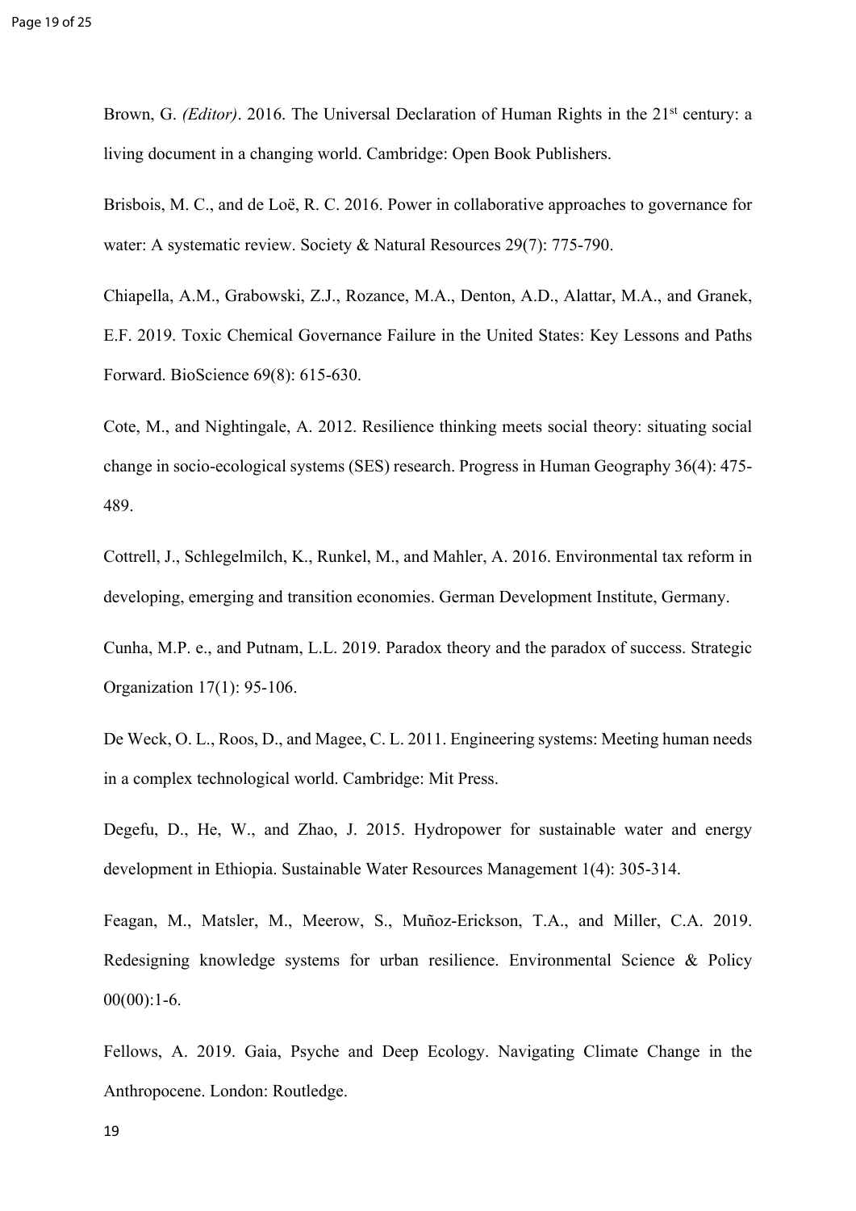Brown, G. *(Editor)*. 2016. The Universal Declaration of Human Rights in the 21st century: a living document in a changing world. Cambridge: Open Book Publishers.

Brisbois, M. C., and de Loë, R. C. 2016. Power in collaborative approaches to governance for water: A systematic review. Society & Natural Resources 29(7): 775-790.

Chiapella, A.M., Grabowski, Z.J., Rozance, M.A., Denton, A.D., Alattar, M.A., and Granek, E.F. 2019. Toxic Chemical Governance Failure in the United States: Key Lessons and Paths Forward. BioScience 69(8): 615-630.

Cote, M., and Nightingale, A. 2012. Resilience thinking meets social theory: situating social change in socio-ecological systems (SES) research. Progress in Human Geography 36(4): 475-489.

Cottrell, J., Schlegelmilch, K., Runkel, M., and Mahler, A. 2016. Environmental tax reform in developing, emerging and transition economies. German Development Institute, Germany.

Cunha, M.P. e., and Putnam, L.L. 2019. Paradox theory and the paradox of success. Strategic Organization 17(1): 95-106.

De Weck, O. L., Roos, D., and Magee, C. L. 2011. Engineering systems: Meeting human needs in a complex technological world. Cambridge: Mit Press.

Degefu, D., He, W., and Zhao, J. 2015. Hydropower for sustainable water and energy development in Ethiopia. Sustainable Water Resources Management 1(4): 305-314.

Feagan, M., Matsler, M., Meerow, S., Muñoz-Erickson, T.A., and Miller, C.A. 2019. Redesigning knowledge systems for urban resilience. Environmental Science & Policy 00(00):1-6.

Fellows, A. 2019. Gaia, Psyche and Deep Ecology. Navigating Climate Change in the Anthropocene. London: Routledge.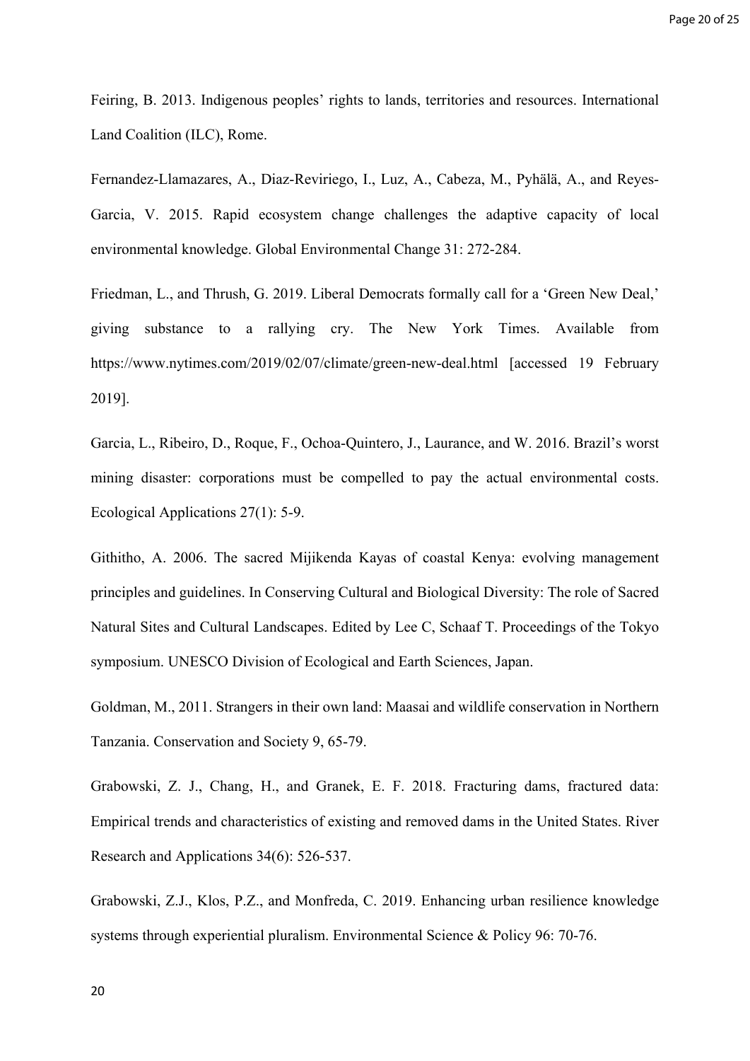Feiring, B. 2013. Indigenous peoples' rights to lands, territories and resources. International Land Coalition (ILC), Rome.

Fernandez-Llamazares, A., Diaz-Reviriego, I., Luz, A., Cabeza, M., Pyhälä, A., and Reyes-Garcia, V. 2015. Rapid ecosystem change challenges the adaptive capacity of local environmental knowledge. Global Environmental Change 31: 272-284.

Friedman, L., and Thrush, G. 2019. Liberal Democrats formally call for a 'Green New Deal,' giving substance to a rallying cry. The New York Times. Available from https://www.nytimes.com/2019/02/07/climate/green-new-deal.html [accessed 19 February 2019].

Garcia, L., Ribeiro, D., Roque, F., Ochoa-Quintero, J., Laurance, and W. 2016. Brazil's worst mining disaster: corporations must be compelled to pay the actual environmental costs. Ecological Applications 27(1): 5-9.

Githitho, A. 2006. The sacred Mijikenda Kayas of coastal Kenya: evolving management principles and guidelines. In Conserving Cultural and Biological Diversity: The role of Sacred Natural Sites and Cultural Landscapes. Edited by Lee C, Schaaf T. Proceedings of the Tokyo symposium. UNESCO Division of Ecological and Earth Sciences, Japan.

Goldman, M., 2011. Strangers in their own land: Maasai and wildlife conservation in Northern Tanzania. Conservation and Society 9, 65-79.

Grabowski, Z. J., Chang, H., and Granek, E. F. 2018. Fracturing dams, fractured data: Empirical trends and characteristics of existing and removed dams in the United States. River Research and Applications 34(6): 526-537.

Grabowski, Z.J., Klos, P.Z., and Monfreda, C. 2019. Enhancing urban resilience knowledge systems through experiential pluralism. Environmental Science & Policy 96: 70-76.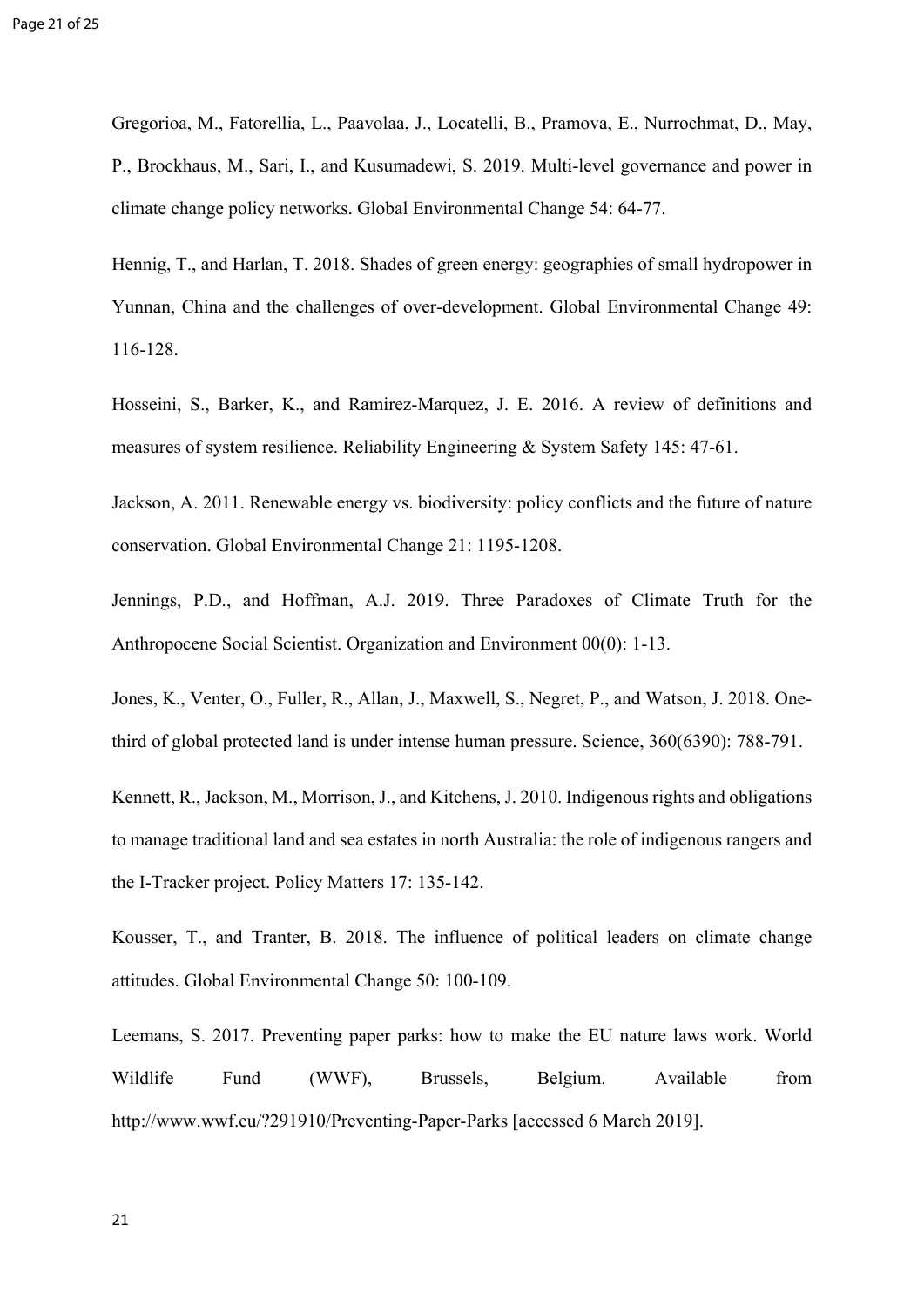Gregorioa, M., Fatorellia, L., Paavolaa, J., Locatelli, B., Pramova, E., Nurrochmat, D., May, P., Brockhaus, M., Sari, I., and Kusumadewi, S. 2019. Multi-level governance and power in climate change policy networks. Global Environmental Change 54: 64-77.

Hennig, T., and Harlan, T. 2018. Shades of green energy: geographies of small hydropower in Yunnan, China and the challenges of over-development. Global Environmental Change 49: 116-128.

Hosseini, S., Barker, K., and Ramirez-Marquez, J. E. 2016. A review of definitions and measures of system resilience. Reliability Engineering & System Safety 145: 47-61.

Jackson, A. 2011. Renewable energy vs. biodiversity: policy conflicts and the future of nature conservation. Global Environmental Change 21: 1195-1208.

Jennings, P.D., and Hoffman, A.J. 2019. Three Paradoxes of Climate Truth for the Anthropocene Social Scientist. Organization and Environment 00(0): 1-13.

Jones, K., Venter, O., Fuller, R., Allan, J., Maxwell, S., Negret, P., and Watson, J. 2018. One-third of global protected land is under intense human pressure. Science, 360(6390): 788-791.

Kennett, R., Jackson, M., Morrison, J., and Kitchens, J. 2010. Indigenous rights and obligations to manage traditional land and sea estates in north Australia: the role of indigenous rangers and the I-Tracker project. Policy Matters 17: 135-142.

Kousser, T., and Tranter, B. 2018. The influence of political leaders on climate change attitudes. Global Environmental Change 50: 100-109.

Leemans, S. 2017. Preventing paper parks: how to make the EU nature laws work. World Wildlife Fund (WWF), Brussels, Belgium. Available from http://www.wwf.eu/?291910/Preventing-Paper-Parks [accessed 6 March 2019].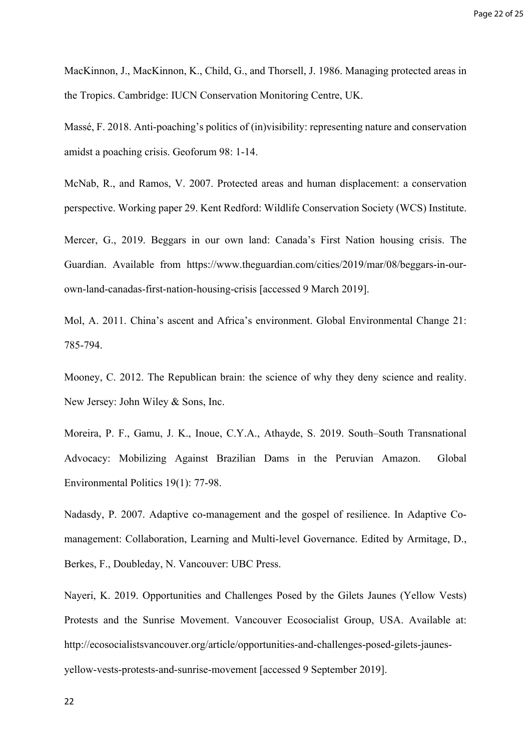MacKinnon, J., MacKinnon, K., Child, G., and Thorsell, J. 1986. Managing protected areas in the Tropics. Cambridge: IUCN Conservation Monitoring Centre, UK.

Massé, F. 2018. Anti-poaching's politics of (in)visibility: representing nature and conservation amidst a poaching crisis. Geoforum 98: 1-14.

McNab, R., and Ramos, V. 2007. Protected areas and human displacement: a conservation perspective. Working paper 29. Kent Redford: Wildlife Conservation Society (WCS) Institute.

Mercer, G., 2019. Beggars in our own land: Canada's First Nation housing crisis. The Guardian. Available from https://www.theguardian.com/cities/2019/mar/08/beggars-in-our-own-land-canadas-first-nation-housing-crisis [accessed 9 March 2019].

Mol, A. 2011. China's ascent and Africa's environment. Global Environmental Change 21: 785-794.

Mooney, C. 2012. The Republican brain: the science of why they deny science and reality. New Jersey: John Wiley & Sons, Inc.

Moreira, P. F., Gamu, J. K., Inoue, C.Y.A., Athayde, S. 2019. South–South Transnational Advocacy: Mobilizing Against Brazilian Dams in the Peruvian Amazon. Global Environmental Politics 19(1): 77-98.

Nadasdy, P. 2007. Adaptive co-management and the gospel of resilience. In Adaptive Co-management: Collaboration, Learning and Multi-level Governance. Edited by Armitage, D., Berkes, F., Doubleday, N. Vancouver: UBC Press.

Nayeri, K. 2019. Opportunities and Challenges Posed by the Gilets Jaunes (Yellow Vests) Protests and the Sunrise Movement. Vancouver Ecosocialist Group, USA. Available at: http://ecosocialistsvancouver.org/article/opportunities-and-challenges-posed-gilets-jaunes-yellow-vests-protests-and-sunrise-movement [accessed 9 September 2019].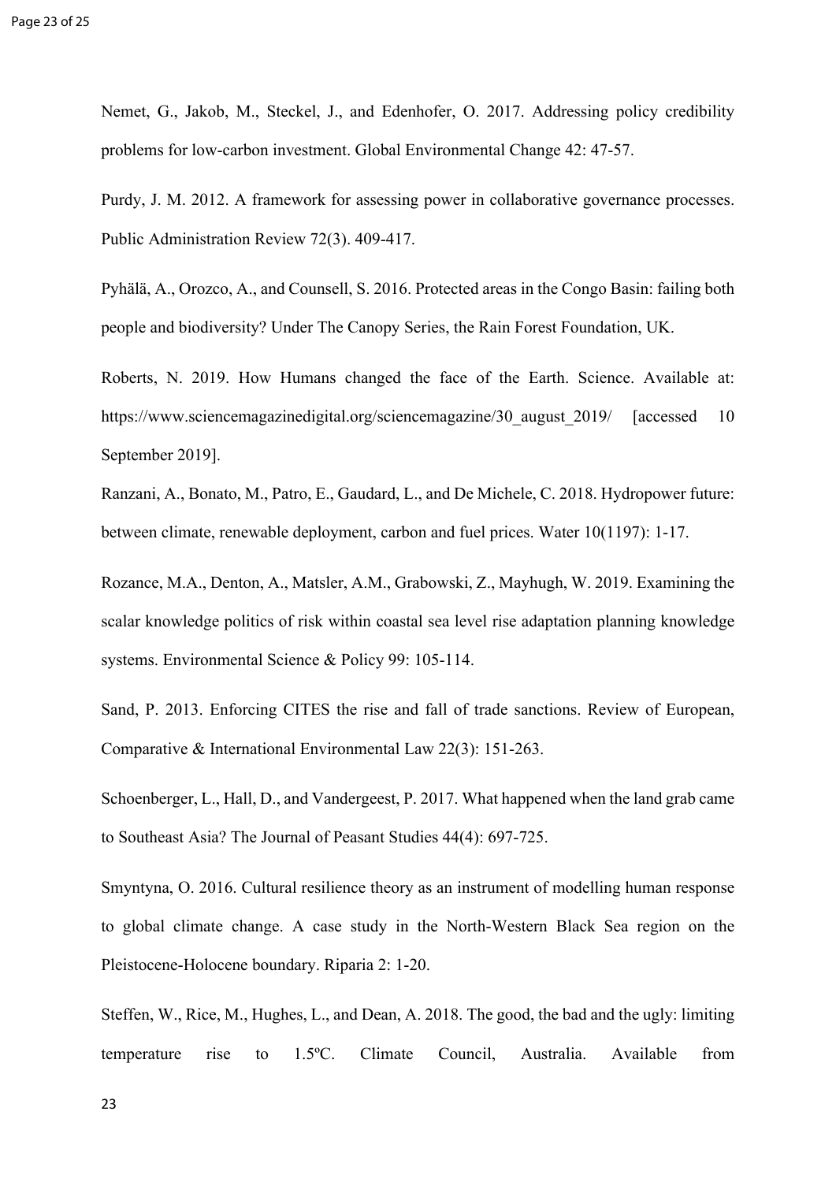Nemet, G., Jakob, M., Steckel, J., and Edenhofer, O. 2017. Addressing policy credibility problems for low-carbon investment. Global Environmental Change 42: 47-57.

Purdy, J. M. 2012. A framework for assessing power in collaborative governance processes. Public Administration Review 72(3). 409-417.

Pyhälä, A., Orozco, A., and Counsell, S. 2016. Protected areas in the Congo Basin: failing both people and biodiversity? Under The Canopy Series, the Rain Forest Foundation, UK.

Roberts, N. 2019. How Humans changed the face of the Earth. Science. Available at: https://www.sciencemagazinedigital.org/sciencemagazine/30_august_2019/ [accessed 10 September 2019].

Ranzani, A., Bonato, M., Patro, E., Gaudard, L., and De Michele, C. 2018. Hydropower future: between climate, renewable deployment, carbon and fuel prices. Water 10(1197): 1-17.

Rozance, M.A., Denton, A., Matsler, A.M., Grabowski, Z., Mayhugh, W. 2019. Examining the scalar knowledge politics of risk within coastal sea level rise adaptation planning knowledge systems. Environmental Science & Policy 99: 105-114.

Sand, P. 2013. Enforcing CITES the rise and fall of trade sanctions. Review of European, Comparative & International Environmental Law 22(3): 151-263.

Schoenberger, L., Hall, D., and Vandergeest, P. 2017. What happened when the land grab came to Southeast Asia? The Journal of Peasant Studies 44(4): 697-725.

Smyntyna, O. 2016. Cultural resilience theory as an instrument of modelling human response to global climate change. A case study in the North-Western Black Sea region on the Pleistocene-Holocene boundary. Riparia 2: 1-20.

Steffen, W., Rice, M., Hughes, L., and Dean, A. 2018. The good, the bad and the ugly: limiting temperature rise to 1.5ºC. Climate Council, Australia. Available from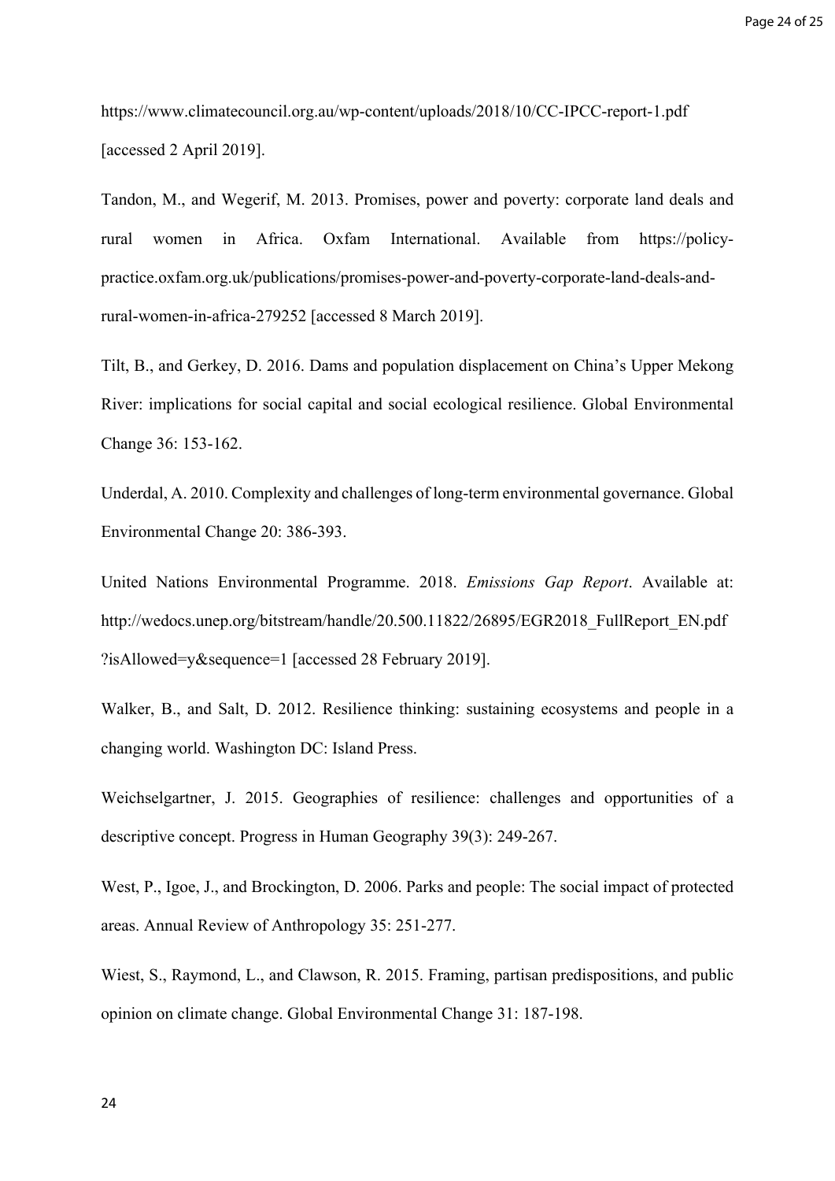https://www.climatecouncil.org.au/wp-content/uploads/2018/10/CC-IPCC-report-1.pdf [accessed 2 April 2019].

Tandon, M., and Wegerif, M. 2013. Promises, power and poverty: corporate land deals and rural women in Africa. Oxfam International. Available from https://policy-practice.oxfam.org.uk/publications/promises-power-and-poverty-corporate-land-deals-and-rural-women-in-africa-279252 [accessed 8 March 2019].

Tilt, B., and Gerkey, D. 2016. Dams and population displacement on China's Upper Mekong River: implications for social capital and social ecological resilience. Global Environmental Change 36: 153-162.

Underdal, A. 2010. Complexity and challenges of long-term environmental governance. Global Environmental Change 20: 386-393.

United Nations Environmental Programme. 2018. *Emissions Gap Report*. Available at: http://wedocs.unep.org/bitstream/handle/20.500.11822/26895/EGR2018_FullReport_EN.pdf?isAllowed=y&sequence=1 [accessed 28 February 2019].

Walker, B., and Salt, D. 2012. Resilience thinking: sustaining ecosystems and people in a changing world. Washington DC: Island Press.

Weichselgartner, J. 2015. Geographies of resilience: challenges and opportunities of a descriptive concept. Progress in Human Geography 39(3): 249-267.

West, P., Igoe, J., and Brockington, D. 2006. Parks and people: The social impact of protected areas. Annual Review of Anthropology 35: 251-277.

Wiest, S., Raymond, L., and Clawson, R. 2015. Framing, partisan predispositions, and public opinion on climate change. Global Environmental Change 31: 187-198.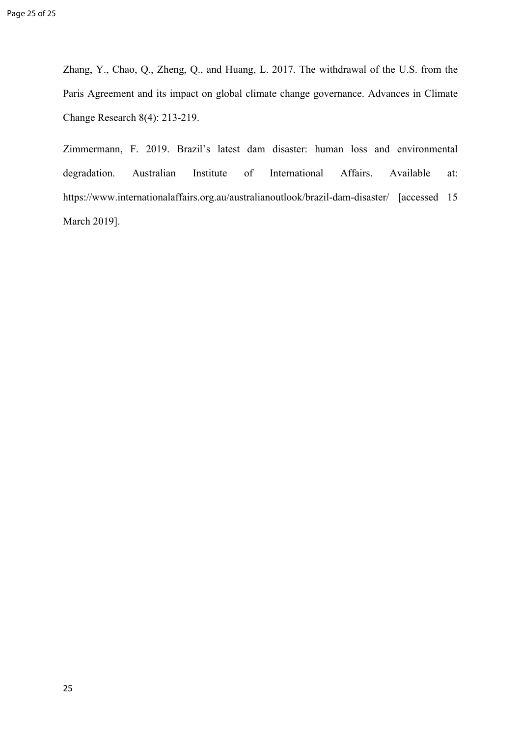Zhang, Y., Chao, Q., Zheng, Q., and Huang, L. 2017. The withdrawal of the U.S. from the Paris Agreement and its impact on global climate change governance. Advances in Climate Change Research 8(4): 213-219.

Zimmermann, F. 2019. Brazil's latest dam disaster: human loss and environmental degradation. Australian Institute of International Affairs. Available at: https://www.internationalaffairs.org.au/australianoutlook/brazil-dam-disaster/ [accessed 15 March 2019].